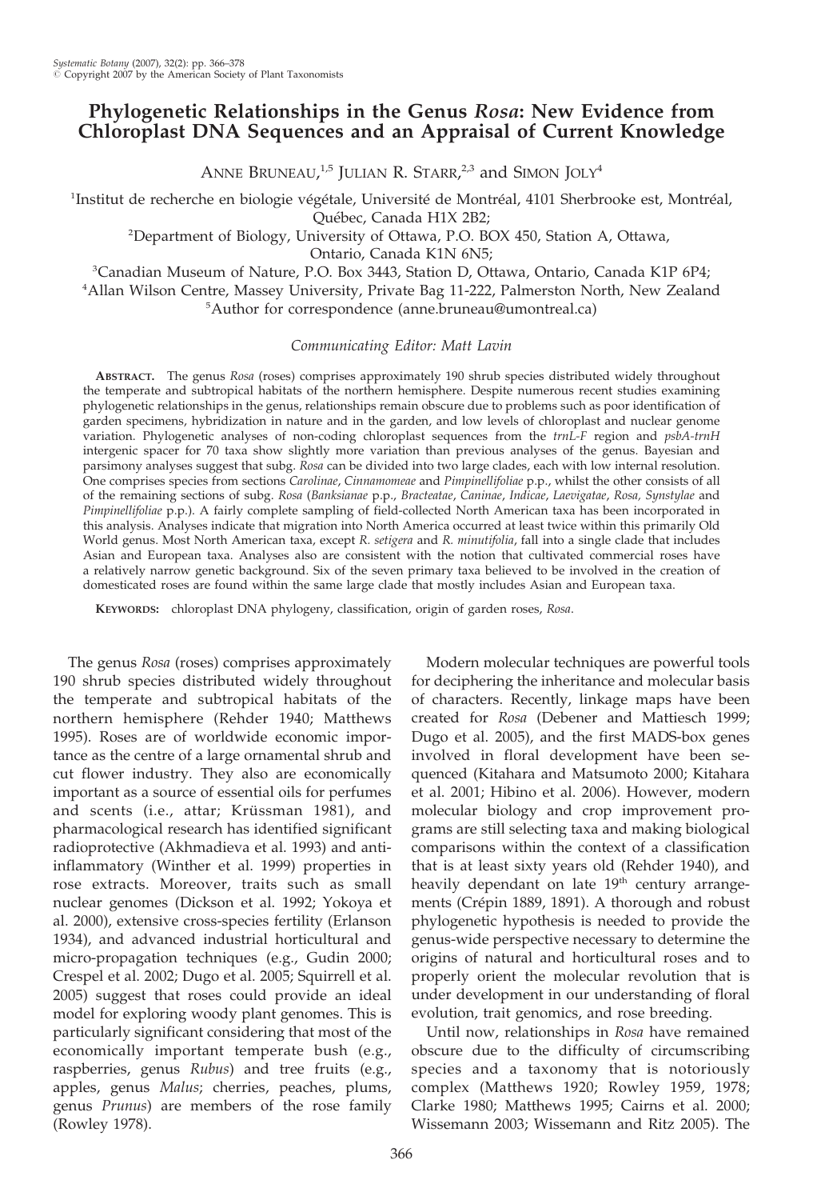# Phylogenetic Relationships in the Genus *Rosa*: New Evidence from Chloroplast DNA Sequences and an Appraisal of Current Knowledge

Anne Bruneau,[1,5] Julian R. Starr,[2,3] and Simon Joly[4]

[1]Institut de recherche en biologie végétale, Université de Montréal, 4101 Sherbrooke est, Montréal, Québec, Canada H1X 2B2;

[2]Department of Biology, University of Ottawa, P.O. BOX 450, Station A, Ottawa, Ontario, Canada K1N 6N5;

[3]Canadian Museum of Nature, P.O. Box 3443, Station D, Ottawa, Ontario, Canada K1P 6P4;

[4]Allan Wilson Centre, Massey University, Private Bag 11-222, Palmerston North, New Zealand

[5]Author for correspondence (anne.bruneau@umontreal.ca)

*Communicating Editor: Matt Lavin*

**Abstract.** The genus *Rosa* (roses) comprises approximately 190 shrub species distributed widely throughout the temperate and subtropical habitats of the northern hemisphere. Despite numerous recent studies examining phylogenetic relationships in the genus, relationships remain obscure due to problems such as poor identification of garden specimens, hybridization in nature and in the garden, and low levels of chloroplast and nuclear genome variation. Phylogenetic analyses of non-coding chloroplast sequences from the *trnL-F* region and *psbA-trnH* intergenic spacer for 70 taxa show slightly more variation than previous analyses of the genus. Bayesian and parsimony analyses suggest that subg. *Rosa* can be divided into two large clades, each with low internal resolution. One comprises species from sections *Carolinae*, *Cinnamomeae* and *Pimpinellifoliae* p.p., whilst the other consists of all of the remaining sections of subg. *Rosa* (*Banksianae* p.p., *Bracteatae*, *Caninae*, *Indicae*, *Laevigatae*, *Rosa, Synstylae* and *Pimpinellifoliae* p.p.). A fairly complete sampling of field-collected North American taxa has been incorporated in this analysis. Analyses indicate that migration into North America occurred at least twice within this primarily Old World genus. Most North American taxa, except *R. setigera* and *R. minutifolia*, fall into a single clade that includes Asian and European taxa. Analyses also are consistent with the notion that cultivated commercial roses have a relatively narrow genetic background. Six of the seven primary taxa believed to be involved in the creation of domesticated roses are found within the same large clade that mostly includes Asian and European taxa.

**Keywords:** chloroplast DNA phylogeny, classification, origin of garden roses, *Rosa*.

The genus *Rosa* (roses) comprises approximately 190 shrub species distributed widely throughout the temperate and subtropical habitats of the northern hemisphere (Rehder 1940; Matthews 1995). Roses are of worldwide economic importance as the centre of a large ornamental shrub and cut flower industry. They also are economically important as a source of essential oils for perfumes and scents (i.e., attar; Krüssman 1981), and pharmacological research has identified significant radioprotective (Akhmadieva et al. 1993) and anti-inflammatory (Winther et al. 1999) properties in rose extracts. Moreover, traits such as small nuclear genomes (Dickson et al. 1992; Yokoya et al. 2000), extensive cross-species fertility (Erlanson 1934), and advanced industrial horticultural and micro-propagation techniques (e.g., Gudin 2000; Crespel et al. 2002; Dugo et al. 2005; Squirrell et al. 2005) suggest that roses could provide an ideal model for exploring woody plant genomes. This is particularly significant considering that most of the economically important temperate bush (e.g., raspberries, genus *Rubus*) and tree fruits (e.g., apples, genus *Malus*; cherries, peaches, plums, genus *Prunus*) are members of the rose family (Rowley 1978).

Modern molecular techniques are powerful tools for deciphering the inheritance and molecular basis of characters. Recently, linkage maps have been created for *Rosa* (Debener and Mattiesch 1999; Dugo et al. 2005), and the first MADS-box genes involved in floral development have been sequenced (Kitahara and Matsumoto 2000; Kitahara et al. 2001; Hibino et al. 2006). However, modern molecular biology and crop improvement programs are still selecting taxa and making biological comparisons within the context of a classification that is at least sixty years old (Rehder 1940), and heavily dependant on late 19th century arrangements (Crépin 1889, 1891). A thorough and robust phylogenetic hypothesis is needed to provide the genus-wide perspective necessary to determine the origins of natural and horticultural roses and to properly orient the molecular revolution that is under development in our understanding of floral evolution, trait genomics, and rose breeding.

Until now, relationships in *Rosa* have remained obscure due to the difficulty of circumscribing species and a taxonomy that is notoriously complex (Matthews 1920; Rowley 1959, 1978; Clarke 1980; Matthews 1995; Cairns et al. 2000; Wissemann 2003; Wissemann and Ritz 2005). The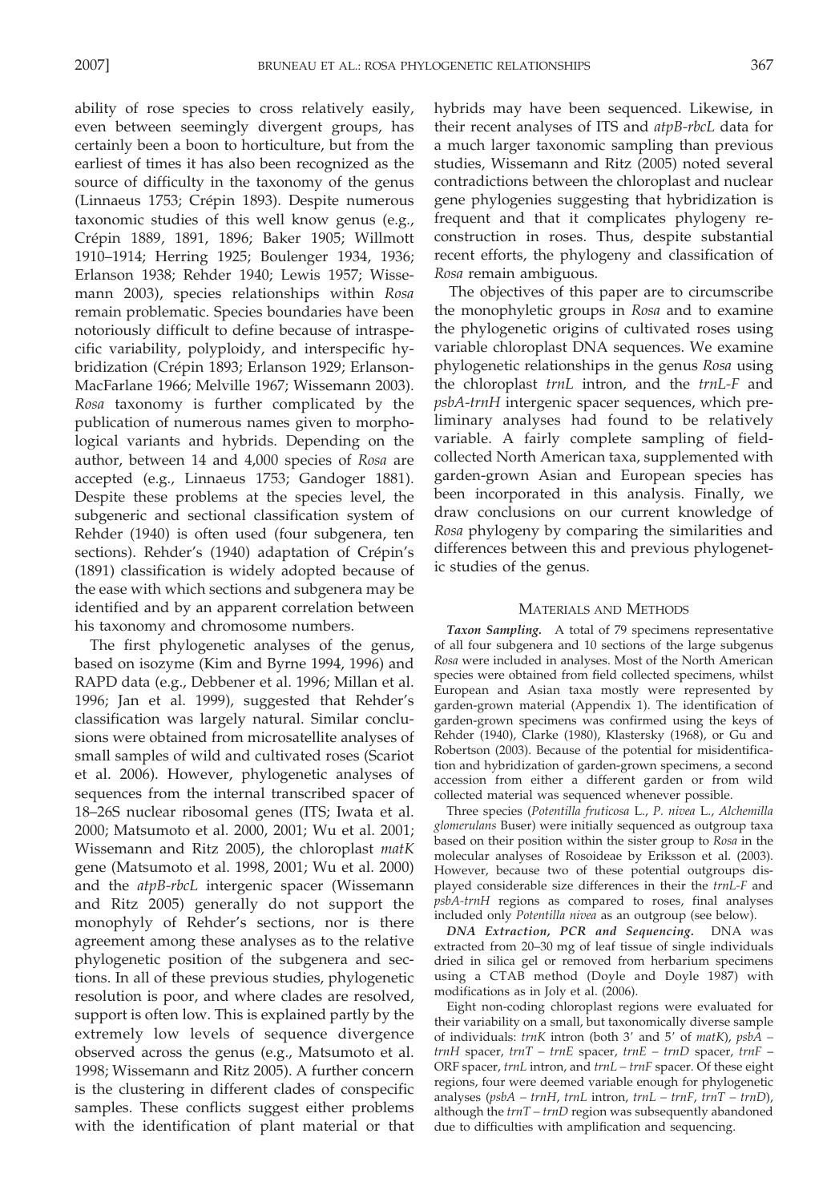ability of rose species to cross relatively easily, even between seemingly divergent groups, has certainly been a boon to horticulture, but from the earliest of times it has also been recognized as the source of difficulty in the taxonomy of the genus (Linnaeus 1753; Crépin 1893). Despite numerous taxonomic studies of this well know genus (e.g., Crépin 1889, 1891, 1896; Baker 1905; Willmott 1910–1914; Herring 1925; Boulenger 1934, 1936; Erlanson 1938; Rehder 1940; Lewis 1957; Wissemann 2003), species relationships within *Rosa* remain problematic. Species boundaries have been notoriously difficult to define because of intraspecific variability, polyploidy, and interspecific hybridization (Crépin 1893; Erlanson 1929; Erlanson-MacFarlane 1966; Melville 1967; Wissemann 2003). *Rosa* taxonomy is further complicated by the publication of numerous names given to morphological variants and hybrids. Depending on the author, between 14 and 4,000 species of *Rosa* are accepted (e.g., Linnaeus 1753; Gandoger 1881). Despite these problems at the species level, the subgeneric and sectional classification system of Rehder (1940) is often used (four subgenera, ten sections). Rehder's (1940) adaptation of Crépin's (1891) classification is widely adopted because of the ease with which sections and subgenera may be identified and by an apparent correlation between his taxonomy and chromosome numbers.

The first phylogenetic analyses of the genus, based on isozyme (Kim and Byrne 1994, 1996) and RAPD data (e.g., Debbener et al. 1996; Millan et al. 1996; Jan et al. 1999), suggested that Rehder's classification was largely natural. Similar conclusions were obtained from microsatellite analyses of small samples of wild and cultivated roses (Scariot et al. 2006). However, phylogenetic analyses of sequences from the internal transcribed spacer of 18–26S nuclear ribosomal genes (ITS; Iwata et al. 2000; Matsumoto et al. 2000, 2001; Wu et al. 2001; Wissemann and Ritz 2005), the chloroplast *matK* gene (Matsumoto et al. 1998, 2001; Wu et al. 2000) and the *atpB-rbcL* intergenic spacer (Wissemann and Ritz 2005) generally do not support the monophyly of Rehder's sections, nor is there agreement among these analyses as to the relative phylogenetic position of the subgenera and sections. In all of these previous studies, phylogenetic resolution is poor, and where clades are resolved, support is often low. This is explained partly by the extremely low levels of sequence divergence observed across the genus (e.g., Matsumoto et al. 1998; Wissemann and Ritz 2005). A further concern is the clustering in different clades of conspecific samples. These conflicts suggest either problems with the identification of plant material or that hybrids may have been sequenced. Likewise, in their recent analyses of ITS and *atpB-rbcL* data for a much larger taxonomic sampling than previous studies, Wissemann and Ritz (2005) noted several contradictions between the chloroplast and nuclear gene phylogenies suggesting that hybridization is frequent and that it complicates phylogeny reconstruction in roses. Thus, despite substantial recent efforts, the phylogeny and classification of *Rosa* remain ambiguous.

The objectives of this paper are to circumscribe the monophyletic groups in *Rosa* and to examine the phylogenetic origins of cultivated roses using variable chloroplast DNA sequences. We examine phylogenetic relationships in the genus *Rosa* using the chloroplast *trnL* intron, and the *trnL-F* and *psbA-trnH* intergenic spacer sequences, which preliminary analyses had found to be relatively variable. A fairly complete sampling of field-collected North American taxa, supplemented with garden-grown Asian and European species has been incorporated in this analysis. Finally, we draw conclusions on our current knowledge of *Rosa* phylogeny by comparing the similarities and differences between this and previous phylogenetic studies of the genus.

## Materials and Methods

***Taxon Sampling.*** A total of 79 specimens representative of all four subgenera and 10 sections of the large subgenus *Rosa* were included in analyses. Most of the North American species were obtained from field collected specimens, whilst European and Asian taxa mostly were represented by garden-grown material (Appendix 1). The identification of garden-grown specimens was confirmed using the keys of Rehder (1940), Clarke (1980), Klastersky (1968), or Gu and Robertson (2003). Because of the potential for misidentification and hybridization of garden-grown specimens, a second accession from either a different garden or from wild collected material was sequenced whenever possible.

Three species (*Potentilla fruticosa* L., *P. nivea* L., *Alchemilla glomerulans* Buser) were initially sequenced as outgroup taxa based on their position within the sister group to *Rosa* in the molecular analyses of Rosoideae by Eriksson et al. (2003). However, because two of these potential outgroups displayed considerable size differences in their the *trnL-F* and *psbA-trnH* regions as compared to roses, final analyses included only *Potentilla nivea* as an outgroup (see below).

***DNA Extraction, PCR and Sequencing.*** DNA was extracted from 20–30 mg of leaf tissue of single individuals dried in silica gel or removed from herbarium specimens using a CTAB method (Doyle and Doyle 1987) with modifications as in Joly et al. (2006).

Eight non-coding chloroplast regions were evaluated for their variability on a small, but taxonomically diverse sample of individuals: *trnK* intron (both 3′ and 5′ of *matK*), *psbA – trnH* spacer, *trnT – trnE* spacer, *trnE – trnD* spacer, *trnF* – ORF spacer, *trnL* intron, and *trnL – trnF* spacer. Of these eight regions, four were deemed variable enough for phylogenetic analyses (*psbA – trnH*, *trnL* intron, *trnL – trnF*, *trnT – trnD*), although the *trnT – trnD* region was subsequently abandoned due to difficulties with amplification and sequencing.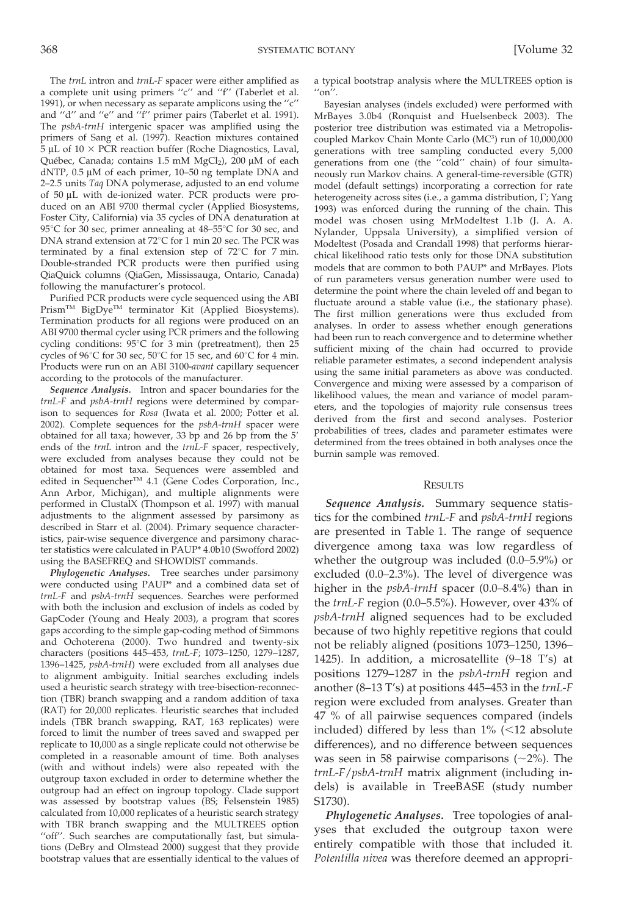The *trnL* intron and *trnL-F* spacer were either amplified as a complete unit using primers ''c'' and ''f'' (Taberlet et al. 1991), or when necessary as separate amplicons using the ''c'' and ''d'' and ''e'' and ''f'' primer pairs (Taberlet et al. 1991). The *psbA-trnH* intergenic spacer was amplified using the primers of Sang et al. (1997). Reaction mixtures contained 5 μL of 10 × PCR reaction buffer (Roche Diagnostics, Laval, Québec, Canada; contains 1.5 mM $MgCl_2$), 200 μM of each dNTP, 0.5 μM of each primer, 10–50 ng template DNA and 2–2.5 units *Taq* DNA polymerase, adjusted to an end volume of 50 μL with de-ionized water. PCR products were produced on an ABI 9700 thermal cycler (Applied Biosystems, Foster City, California) via 35 cycles of DNA denaturation at 95°C for 30 sec, primer annealing at 48–55°C for 30 sec, and DNA strand extension at 72°C for 1 min 20 sec. The PCR was terminated by a final extension step of 72°C for 7 min. Double-stranded PCR products were then purified using QiaQuick columns (QiaGen, Mississauga, Ontario, Canada) following the manufacturer's protocol.

Purified PCR products were cycle sequenced using the ABI Prism™ BigDye™ terminator Kit (Applied Biosystems). Termination products for all regions were produced on an ABI 9700 thermal cycler using PCR primers and the following cycling conditions: 95°C for 3 min (pretreatment), then 25 cycles of 96°C for 30 sec, 50°C for 15 sec, and 60°C for 4 min. Products were run on an ABI 3100-*avant* capillary sequencer according to the protocols of the manufacturer.

***Sequence Analysis.*** Intron and spacer boundaries for the *trnL-F* and *psbA-trnH* regions were determined by comparison to sequences for *Rosa* (Iwata et al. 2000; Potter et al. 2002). Complete sequences for the *psbA-trnH* spacer were obtained for all taxa; however, 33 bp and 26 bp from the 5′ ends of the *trnL* intron and the *trnL-F* spacer, respectively, were excluded from analyses because they could not be obtained for most taxa. Sequences were assembled and edited in Sequencher™ 4.1 (Gene Codes Corporation, Inc., Ann Arbor, Michigan), and multiple alignments were performed in ClustalX (Thompson et al. 1997) with manual adjustments to the alignment assessed by parsimony as described in Starr et al. (2004). Primary sequence characteristics, pair-wise sequence divergence and parsimony character statistics were calculated in PAUP* 4.0b10 (Swofford 2002) using the BASEFREQ and SHOWDIST commands.

***Phylogenetic Analyses.*** Tree searches under parsimony were conducted using PAUP* and a combined data set of *trnL-F* and *psbA-trnH* sequences. Searches were performed with both the inclusion and exclusion of indels as coded by GapCoder (Young and Healy 2003), a program that scores gaps according to the simple gap-coding method of Simmons and Ochoterena (2000). Two hundred and twenty-six characters (positions 445–453, *trnL-F*; 1073–1250, 1279–1287, 1396–1425, *psbA-trnH*) were excluded from all analyses due to alignment ambiguity. Initial searches excluding indels used a heuristic search strategy with tree-bisection-reconnection (TBR) branch swapping and a random addition of taxa (RAT) for 20,000 replicates. Heuristic searches that included indels (TBR branch swapping, RAT, 163 replicates) were forced to limit the number of trees saved and swapped per replicate to 10,000 as a single replicate could not otherwise be completed in a reasonable amount of time. Both analyses (with and without indels) were also repeated with the outgroup taxon excluded in order to determine whether the outgroup had an effect on ingroup topology. Clade support was assessed by bootstrap values (BS; Felsenstein 1985) calculated from 10,000 replicates of a heuristic search strategy with TBR branch swapping and the MULTREES option ''off''. Such searches are computationally fast, but simulations (DeBry and Olmstead 2000) suggest that they provide bootstrap values that are essentially identical to the values of a typical bootstrap analysis where the MULTREES option is ''on''.

Bayesian analyses (indels excluded) were performed with MrBayes 3.0b4 (Ronquist and Huelsenbeck 2003). The posterior tree distribution was estimated via a Metropolis-coupled Markov Chain Monte Carlo ($MC^3$) run of 10,000,000 generations with tree sampling conducted every 5,000 generations from one (the ''cold'' chain) of four simultaneously run Markov chains. A general-time-reversible (GTR) model (default settings) incorporating a correction for rate heterogeneity across sites (i.e., a gamma distribution, Γ; Yang 1993) was enforced during the running of the chain. This model was chosen using MrModeltest 1.1b (J. A. A. Nylander, Uppsala University), a simplified version of Modeltest (Posada and Crandall 1998) that performs hierarchical likelihood ratio tests only for those DNA substitution models that are common to both PAUP* and MrBayes. Plots of run parameters versus generation number were used to determine the point where the chain leveled off and began to fluctuate around a stable value (i.e., the stationary phase). The first million generations were thus excluded from analyses. In order to assess whether enough generations had been run to reach convergence and to determine whether sufficient mixing of the chain had occurred to provide reliable parameter estimates, a second independent analysis using the same initial parameters as above was conducted. Convergence and mixing were assessed by a comparison of likelihood values, the mean and variance of model parameters, and the topologies of majority rule consensus trees derived from the first and second analyses. Posterior probabilities of trees, clades and parameter estimates were determined from the trees obtained in both analyses once the burnin sample was removed.

## RESULTS

***Sequence Analysis.*** Summary sequence statistics for the combined *trnL-F* and *psbA-trnH* regions are presented in Table 1. The range of sequence divergence among taxa was low regardless of whether the outgroup was included (0.0–5.9%) or excluded (0.0–2.3%). The level of divergence was higher in the *psbA-trnH* spacer (0.0–8.4%) than in the *trnL-F* region (0.0–5.5%). However, over 43% of *psbA-trnH* aligned sequences had to be excluded because of two highly repetitive regions that could not be reliably aligned (positions 1073–1250, 1396–1425). In addition, a microsatellite (9–18 T's) at positions 1279–1287 in the *psbA-trnH* region and another (8–13 T's) at positions 445–453 in the *trnL-F* region were excluded from analyses. Greater than 47 % of all pairwise sequences compared (indels included) differed by less than 1% (<12 absolute differences), and no difference between sequences was seen in 58 pairwise comparisons (~2%). The *trnL-F*/*psbA-trnH* matrix alignment (including indels) is available in TreeBASE (study number S1730).

***Phylogenetic Analyses.*** Tree topologies of analyses that excluded the outgroup taxon were entirely compatible with those that included it. *Potentilla nivea* was therefore deemed an appropri-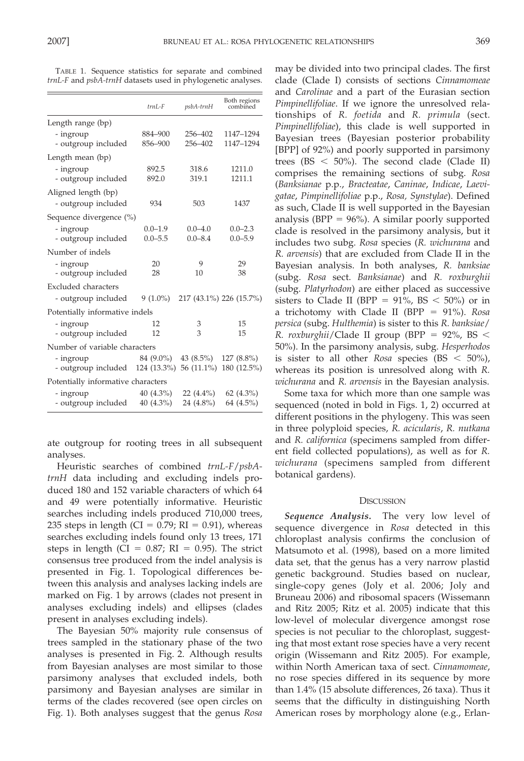TABLE 1. Sequence statistics for separate and combined *trnL-F* and *psbA-trnH* datasets used in phylogenetic analyses.

| | *trnL-F* | *psbA-trnH* | Both regions combined |
|---|---|---|---|
| Length range (bp) | | | |
| - ingroup | 884–900 | 256–402 | 1147–1294 |
| - outgroup included | 856–900 | 256–402 | 1147–1294 |
| Length mean (bp) | | | |
| - ingroup | 892.5 | 318.6 | 1211.0 |
| - outgroup included | 892.0 | 319.1 | 1211.1 |
| Aligned length (bp) | | | |
| - outgroup included | 934 | 503 | 1437 |
| Sequence divergence (%) | | | |
| - ingroup | 0.0–1.9 | 0.0–4.0 | 0.0–2.3 |
| - outgroup included | 0.0–5.5 | 0.0–8.4 | 0.0–5.9 |
| Number of indels | | | |
| - ingroup | 20 | 9 | 29 |
| - outgroup included | 28 | 10 | 38 |
| Excluded characters | | | |
| - outgroup included | 9 (1.0%) | 217 (43.1%) | 226 (15.7%) |
| Potentially informative indels | | | |
| - ingroup | 12 | 3 | 15 |
| - outgroup included | 12 | 3 | 15 |
| Number of variable characters | | | |
| - ingroup | 84 (9.0%) | 43 (8.5%) | 127 (8.8%) |
| - outgroup included | 124 (13.3%) | 56 (11.1%) | 180 (12.5%) |
| Potentially informative characters | | | |
| - ingroup | 40 (4.3%) | 22 (4.4%) | 62 (4.3%) |
| - outgroup included | 40 (4.3%) | 24 (4.8%) | 64 (4.5%) |

ate outgroup for rooting trees in all subsequent analyses.

Heuristic searches of combined *trnL-F*/*psbA-trnH* data including and excluding indels produced 180 and 152 variable characters of which 64 and 49 were potentially informative. Heuristic searches including indels produced 710,000 trees, 235 steps in length (CI = 0.79; RI = 0.91), whereas searches excluding indels found only 13 trees, 171 steps in length (CI = 0.87; RI = 0.95). The strict consensus tree produced from the indel analysis is presented in Fig. 1. Topological differences between this analysis and analyses lacking indels are marked on Fig. 1 by arrows (clades not present in analyses excluding indels) and ellipses (clades present in analyses excluding indels).

The Bayesian 50% majority rule consensus of trees sampled in the stationary phase of the two analyses is presented in Fig. 2. Although results from Bayesian analyses are most similar to those parsimony analyses that excluded indels, both parsimony and Bayesian analyses are similar in terms of the clades recovered (see open circles on Fig. 1). Both analyses suggest that the genus *Rosa* may be divided into two principal clades. The first clade (Clade I) consists of sections *Cinnamomeae* and *Carolinae* and a part of the Eurasian section *Pimpinellifoliae*. If we ignore the unresolved relationships of *R. foetida* and *R. primula* (sect. *Pimpinellifoliae*), this clade is well supported in Bayesian trees (Bayesian posterior probability [BPP] of 92%) and poorly supported in parsimony trees (BS < 50%). The second clade (Clade II) comprises the remaining sections of subg. *Rosa* (*Banksianae* p.p., *Bracteatae*, *Caninae*, *Indicae*, *Laevigatae*, *Pimpinellifoliae* p.p., *Rosa, Synstylae*). Defined as such, Clade II is well supported in the Bayesian analysis (BPP = 96%). A similar poorly supported clade is resolved in the parsimony analysis, but it includes two subg. *Rosa* species (*R. wichurana* and *R. arvensis*) that are excluded from Clade II in the Bayesian analysis. In both analyses, *R. banksiae* (subg. *Rosa* sect. *Banksianae*) and *R. roxburghii* (subg. *Platyrhodon*) are either placed as successive sisters to Clade II (BPP = 91%, BS < 50%) or in a trichotomy with Clade II (BPP = 91%). *Rosa persica* (subg. *Hulthemia*) is sister to this *R. banksiae*/*R. roxburghii*/Clade II group (BPP = 92%, BS < 50%). In the parsimony analysis, subg. *Hesperhodos* is sister to all other *Rosa* species (BS < 50%), whereas its position is unresolved along with *R. wichurana* and *R. arvensis* in the Bayesian analysis.

Some taxa for which more than one sample was sequenced (noted in bold in Figs. 1, 2) occurred at different positions in the phylogeny. This was seen in three polyploid species, *R. acicularis*, *R. nutkana* and *R. californica* (specimens sampled from different field collected populations), as well as for *R. wichurana* (specimens sampled from different botanical gardens).

## DISCUSSION

***Sequence Analysis.*** The very low level of sequence divergence in *Rosa* detected in this chloroplast analysis confirms the conclusion of Matsumoto et al. (1998), based on a more limited data set, that the genus has a very narrow plastid genetic background. Studies based on nuclear, single-copy genes (Joly et al. 2006; Joly and Bruneau 2006) and ribosomal spacers (Wissemann and Ritz 2005; Ritz et al. 2005) indicate that this low-level of molecular divergence amongst rose species is not peculiar to the chloroplast, suggesting that most extant rose species have a very recent origin (Wissemann and Ritz 2005). For example, within North American taxa of sect. *Cinnamomeae*, no rose species differed in its sequence by more than 1.4% (15 absolute differences, 26 taxa). Thus it seems that the difficulty in distinguishing North American roses by morphology alone (e.g., Erlan-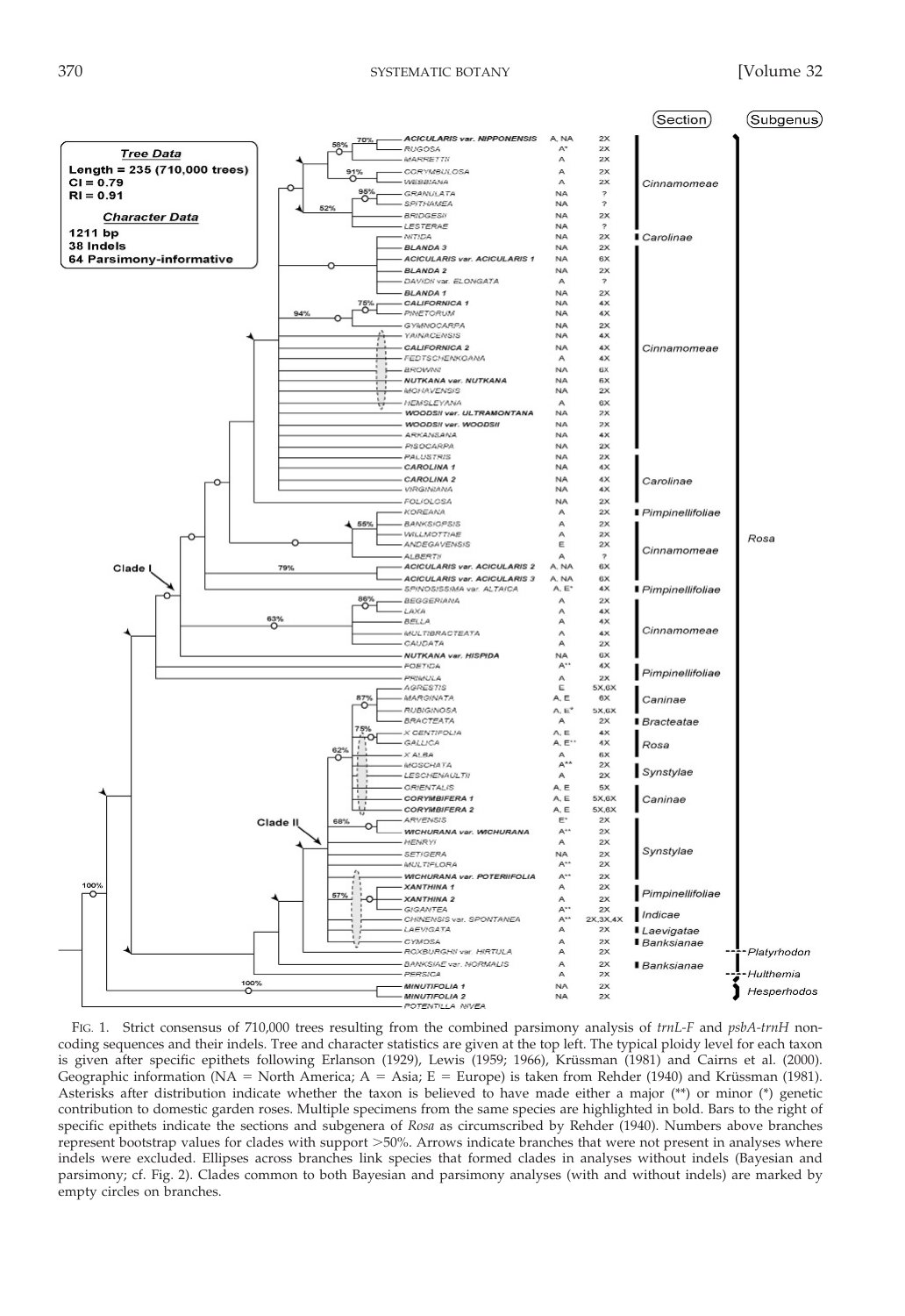FIG. 1. Strict consensus of 710,000 trees resulting from the combined parsimony analysis of *trnL-F* and *psbA-trnH* noncoding sequences and their indels. Tree and character statistics are given at the top left. The typical ploidy level for each taxon is given after specific epithets following Erlanson (1929), Lewis (1959; 1966), Krüssman (1981) and Cairns et al. (2000). Geographic information (NA = North America; A = Asia; E = Europe) is taken from Rehder (1940) and Krüssman (1981). Asterisks after distribution indicate whether the taxon is believed to have made either a major (**) or minor (*) genetic contribution to domestic garden roses. Multiple specimens from the same species are highlighted in bold. Bars to the right of specific epithets indicate the sections and subgenera of *Rosa* as circumscribed by Rehder (1940). Numbers above branches represent bootstrap values for clades with support >50%. Arrows indicate branches that were not present in analyses where indels were excluded. Ellipses across branches link species that formed clades in analyses without indels (Bayesian and parsimony; cf. Fig. 2). Clades common to both Bayesian and parsimony analyses (with and without indels) are marked by empty circles on branches.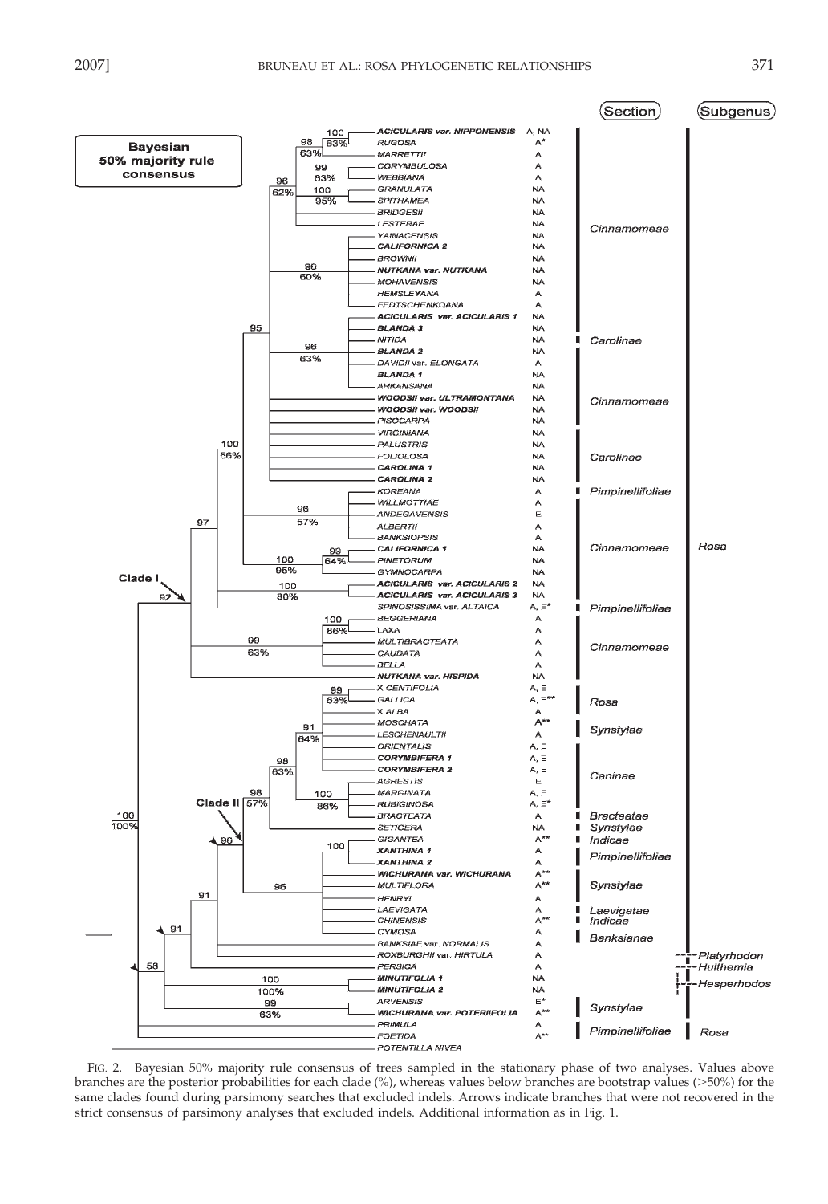FIG. 2. Bayesian 50% majority rule consensus of trees sampled in the stationary phase of two analyses. Values above branches are the posterior probabilities for each clade (%), whereas values below branches are bootstrap values (>50%) for the same clades found during parsimony searches that excluded indels. Arrows indicate branches that were not recovered in the strict consensus of parsimony analyses that excluded indels. Additional information as in Fig. 1.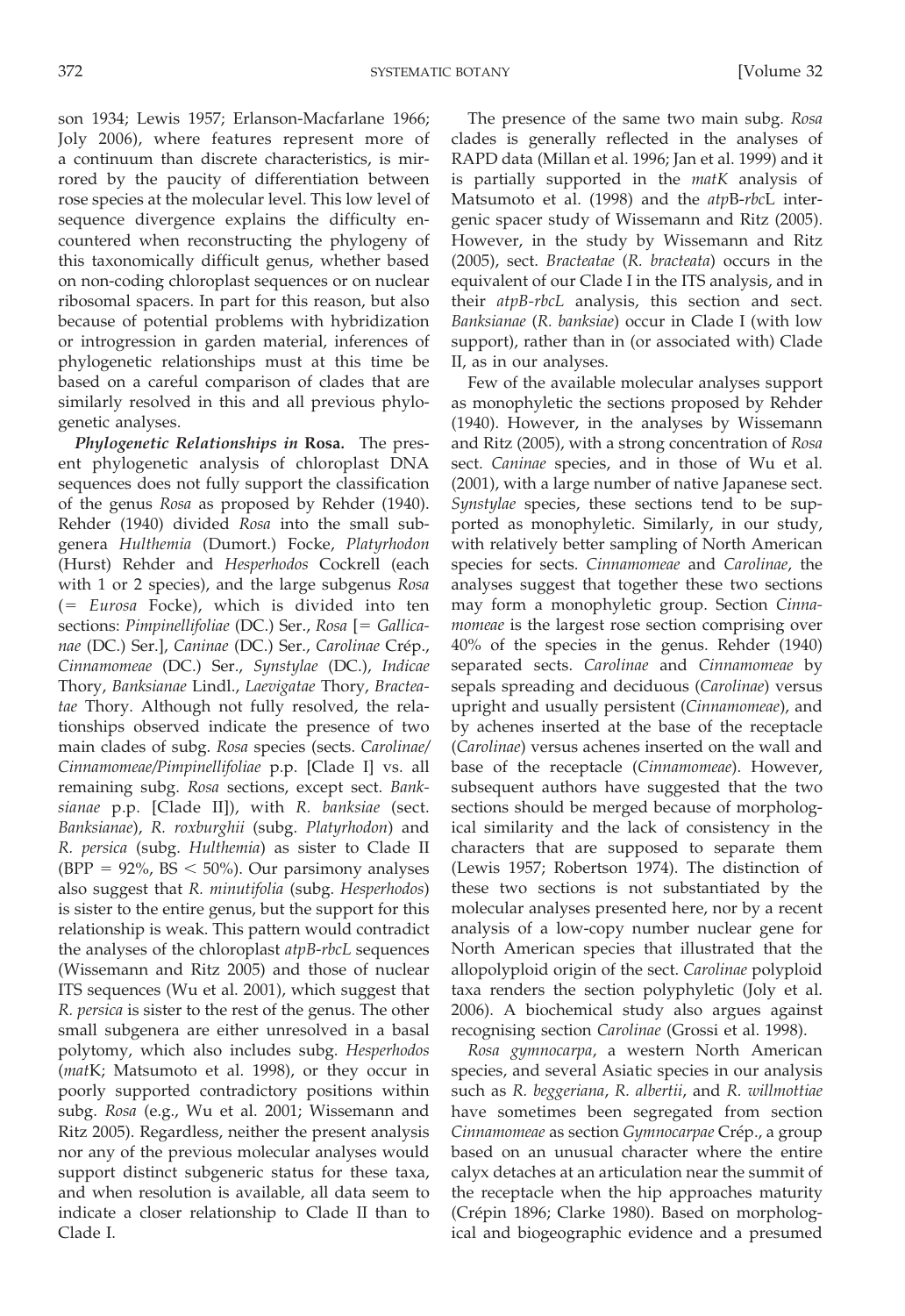son 1934; Lewis 1957; Erlanson-Macfarlane 1966; Joly 2006), where features represent more of a continuum than discrete characteristics, is mirrored by the paucity of differentiation between rose species at the molecular level. This low level of sequence divergence explains the difficulty encountered when reconstructing the phylogeny of this taxonomically difficult genus, whether based on non-coding chloroplast sequences or on nuclear ribosomal spacers. In part for this reason, but also because of potential problems with hybridization or introgression in garden material, inferences of phylogenetic relationships must at this time be based on a careful comparison of clades that are similarly resolved in this and all previous phylogenetic analyses.

***Phylogenetic Relationships in* Rosa.** The present phylogenetic analysis of chloroplast DNA sequences does not fully support the classification of the genus *Rosa* as proposed by Rehder (1940). Rehder (1940) divided *Rosa* into the small subgenera *Hulthemia* (Dumort.) Focke, *Platyrhodon* (Hurst) Rehder and *Hesperhodos* Cockrell (each with 1 or 2 species), and the large subgenus *Rosa* (= *Eurosa* Focke), which is divided into ten sections: *Pimpinellifoliae* (DC.) Ser., *Rosa* [= *Gallicanae* (DC.) Ser.], *Caninae* (DC.) Ser., *Carolinae* Crép., *Cinnamomeae* (DC.) Ser., *Synstylae* (DC.), *Indicae* Thory, *Banksianae* Lindl., *Laevigatae* Thory, *Bracteatae* Thory. Although not fully resolved, the relationships observed indicate the presence of two main clades of subg. *Rosa* species (sects. *Carolinae/Cinnamomeae/Pimpinellifoliae* p.p. [Clade I] vs. all remaining subg. *Rosa* sections, except sect. *Banksianae* p.p. [Clade II]), with *R. banksiae* (sect. *Banksianae*), *R. roxburghii* (subg. *Platyrhodon*) and *R. persica* (subg. *Hulthemia*) as sister to Clade II (BPP = 92%, BS < 50%). Our parsimony analyses also suggest that *R. minutifolia* (subg. *Hesperhodos*) is sister to the entire genus, but the support for this relationship is weak. This pattern would contradict the analyses of the chloroplast *atpB-rbcL* sequences (Wissemann and Ritz 2005) and those of nuclear ITS sequences (Wu et al. 2001), which suggest that *R. persica* is sister to the rest of the genus. The other small subgenera are either unresolved in a basal polytomy, which also includes subg. *Hesperhodos* (*matK*; Matsumoto et al. 1998), or they occur in poorly supported contradictory positions within subg. *Rosa* (e.g., Wu et al. 2001; Wissemann and Ritz 2005). Regardless, neither the present analysis nor any of the previous molecular analyses would support distinct subgeneric status for these taxa, and when resolution is available, all data seem to indicate a closer relationship to Clade II than to Clade I.

The presence of the same two main subg. *Rosa* clades is generally reflected in the analyses of RAPD data (Millan et al. 1996; Jan et al. 1999) and it is partially supported in the *matK* analysis of Matsumoto et al. (1998) and the *atpB-rbcL* intergenic spacer study of Wissemann and Ritz (2005). However, in the study by Wissemann and Ritz (2005), sect. *Bracteatae* (*R. bracteata*) occurs in the equivalent of our Clade I in the ITS analysis, and in their *atpB-rbcL* analysis, this section and sect. *Banksianae* (*R. banksiae*) occur in Clade I (with low support), rather than in (or associated with) Clade II, as in our analyses.

Few of the available molecular analyses support as monophyletic the sections proposed by Rehder (1940). However, in the analyses by Wissemann and Ritz (2005), with a strong concentration of *Rosa* sect. *Caninae* species, and in those of Wu et al. (2001), with a large number of native Japanese sect. *Synstylae* species, these sections tend to be supported as monophyletic. Similarly, in our study, with relatively better sampling of North American species for sects. *Cinnamomeae* and *Carolinae*, the analyses suggest that together these two sections may form a monophyletic group. Section *Cinnamomeae* is the largest rose section comprising over 40% of the species in the genus. Rehder (1940) separated sects. *Carolinae* and *Cinnamomeae* by sepals spreading and deciduous (*Carolinae*) versus upright and usually persistent (*Cinnamomeae*), and by achenes inserted at the base of the receptacle (*Carolinae*) versus achenes inserted on the wall and base of the receptacle (*Cinnamomeae*). However, subsequent authors have suggested that the two sections should be merged because of morphological similarity and the lack of consistency in the characters that are supposed to separate them (Lewis 1957; Robertson 1974). The distinction of these two sections is not substantiated by the molecular analyses presented here, nor by a recent analysis of a low-copy number nuclear gene for North American species that illustrated that the allopolyploid origin of the sect. *Carolinae* polyploid taxa renders the section polyphyletic (Joly et al. 2006). A biochemical study also argues against recognising section *Carolinae* (Grossi et al. 1998).

*Rosa gymnocarpa*, a western North American species, and several Asiatic species in our analysis such as *R. beggeriana*, *R. albertii*, and *R. willmottiae* have sometimes been segregated from section *Cinnamomeae* as section *Gymnocarpae* Crép., a group based on an unusual character where the entire calyx detaches at an articulation near the summit of the receptacle when the hip approaches maturity (Crépin 1896; Clarke 1980). Based on morphological and biogeographic evidence and a presumed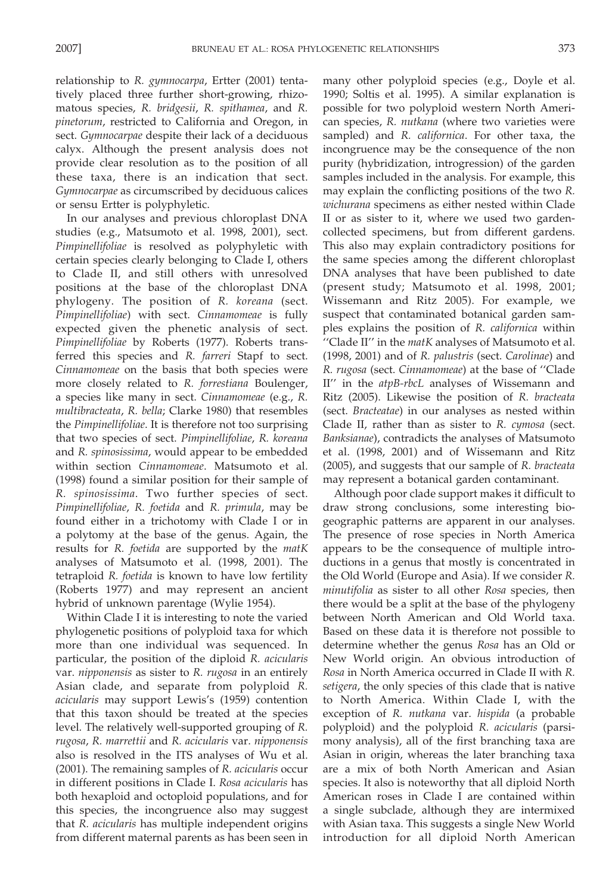relationship to *R. gymnocarpa*, Ertter (2001) tentatively placed three further short-growing, rhizomatous species, *R. bridgesii*, *R. spithamea*, and *R. pinetorum*, restricted to California and Oregon, in sect. *Gymnocarpae* despite their lack of a deciduous calyx. Although the present analysis does not provide clear resolution as to the position of all these taxa, there is an indication that sect. *Gymnocarpae* as circumscribed by deciduous calices or sensu Ertter is polyphyletic.

In our analyses and previous chloroplast DNA studies (e.g., Matsumoto et al. 1998, 2001), sect. *Pimpinellifoliae* is resolved as polyphyletic with certain species clearly belonging to Clade I, others to Clade II, and still others with unresolved positions at the base of the chloroplast DNA phylogeny. The position of *R. koreana* (sect. *Pimpinellifoliae*) with sect. *Cinnamomeae* is fully expected given the phenetic analysis of sect. *Pimpinellifoliae* by Roberts (1977). Roberts transferred this species and *R. farreri* Stapf to sect. *Cinnamomeae* on the basis that both species were more closely related to *R. forrestiana* Boulenger, a species like many in sect. *Cinnamomeae* (e.g., *R. multibracteata*, *R. bella*; Clarke 1980) that resembles the *Pimpinellifoliae*. It is therefore not too surprising that two species of sect. *Pimpinellifoliae*, *R. koreana* and *R. spinosissima*, would appear to be embedded within section *Cinnamomeae*. Matsumoto et al. (1998) found a similar position for their sample of *R. spinosissima*. Two further species of sect. *Pimpinellifoliae*, *R. foetida* and *R. primula*, may be found either in a trichotomy with Clade I or in a polytomy at the base of the genus. Again, the results for *R. foetida* are supported by the *matK* analyses of Matsumoto et al. (1998, 2001). The tetraploid *R. foetida* is known to have low fertility (Roberts 1977) and may represent an ancient hybrid of unknown parentage (Wylie 1954).

Within Clade I it is interesting to note the varied phylogenetic positions of polyploid taxa for which more than one individual was sequenced. In particular, the position of the diploid *R. acicularis* var. *nipponensis* as sister to *R. rugosa* in an entirely Asian clade, and separate from polyploid *R. acicularis* may support Lewis's (1959) contention that this taxon should be treated at the species level. The relatively well-supported grouping of *R. rugosa*, *R. marrettii* and *R. acicularis* var. *nipponensis* also is resolved in the ITS analyses of Wu et al. (2001). The remaining samples of *R. acicularis* occur in different positions in Clade I. *Rosa acicularis* has both hexaploid and octoploid populations, and for this species, the incongruence also may suggest that *R. acicularis* has multiple independent origins from different maternal parents as has been seen in many other polyploid species (e.g., Doyle et al. 1990; Soltis et al. 1995). A similar explanation is possible for two polyploid western North American species, *R. nutkana* (where two varieties were sampled) and *R. californica*. For other taxa, the incongruence may be the consequence of the non purity (hybridization, introgression) of the garden samples included in the analysis. For example, this may explain the conflicting positions of the two *R. wichurana* specimens as either nested within Clade II or as sister to it, where we used two garden-collected specimens, but from different gardens. This also may explain contradictory positions for the same species among the different chloroplast DNA analyses that have been published to date (present study; Matsumoto et al. 1998, 2001; Wissemann and Ritz 2005). For example, we suspect that contaminated botanical garden samples explains the position of *R. californica* within "Clade II" in the *matK* analyses of Matsumoto et al. (1998, 2001) and of *R. palustris* (sect. *Carolinae*) and *R. rugosa* (sect. *Cinnamomeae*) at the base of "Clade II" in the *atpB-rbcL* analyses of Wissemann and Ritz (2005). Likewise the position of *R. bracteata* (sect. *Bracteatae*) in our analyses as nested within Clade II, rather than as sister to *R. cymosa* (sect. *Banksianae*), contradicts the analyses of Matsumoto et al. (1998, 2001) and of Wissemann and Ritz (2005), and suggests that our sample of *R. bracteata* may represent a botanical garden contaminant.

Although poor clade support makes it difficult to draw strong conclusions, some interesting biogeographic patterns are apparent in our analyses. The presence of rose species in North America appears to be the consequence of multiple introductions in a genus that mostly is concentrated in the Old World (Europe and Asia). If we consider *R. minutifolia* as sister to all other *Rosa* species, then there would be a split at the base of the phylogeny between North American and Old World taxa. Based on these data it is therefore not possible to determine whether the genus *Rosa* has an Old or New World origin. An obvious introduction of *Rosa* in North America occurred in Clade II with *R. setigera*, the only species of this clade that is native to North America. Within Clade I, with the exception of *R. nutkana* var. *hispida* (a probable polyploid) and the polyploid *R. acicularis* (parsimony analysis), all of the first branching taxa are Asian in origin, whereas the later branching taxa are a mix of both North American and Asian species. It also is noteworthy that all diploid North American roses in Clade I are contained within a single subclade, although they are intermixed with Asian taxa. This suggests a single New World introduction for all diploid North American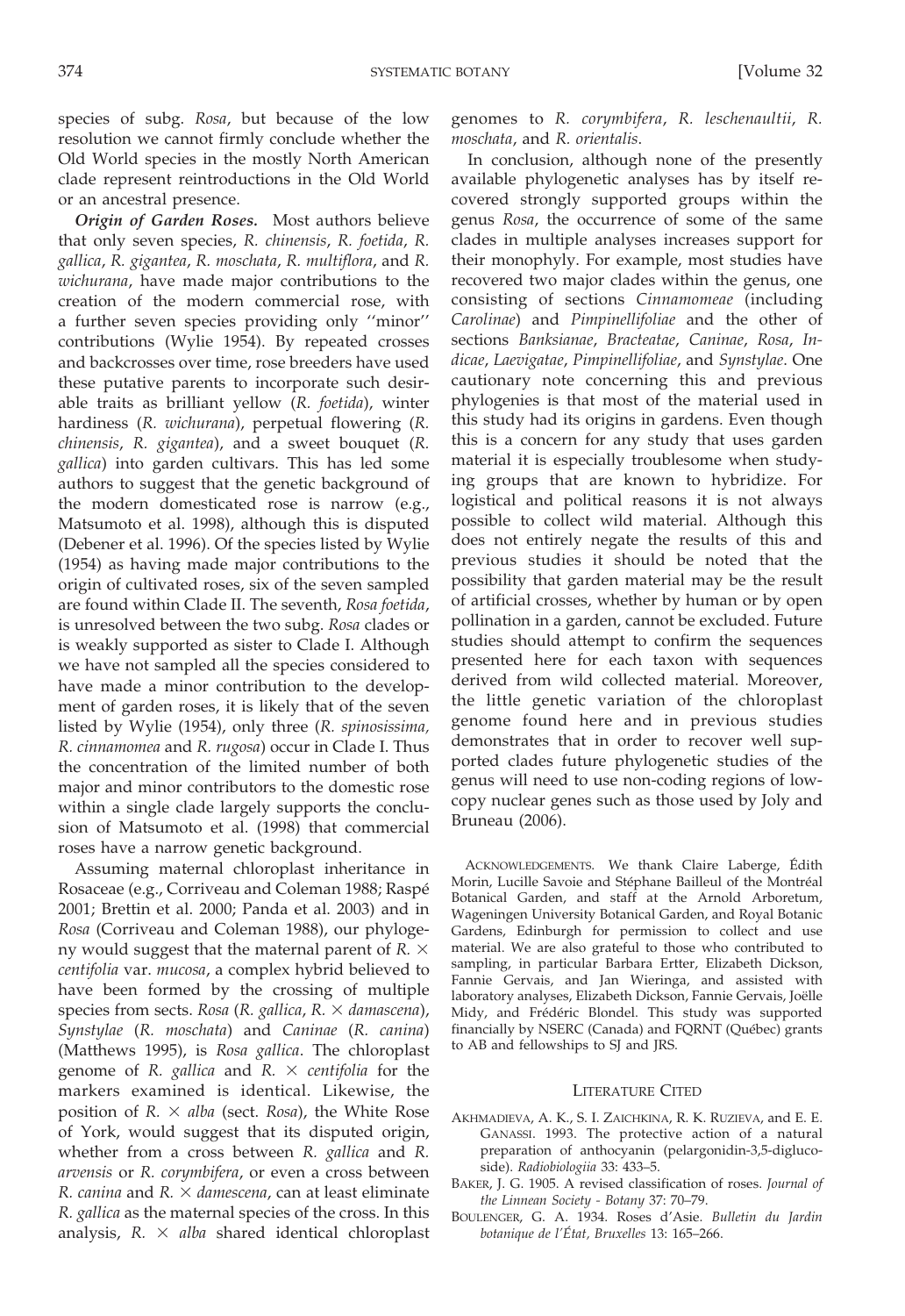species of subg. *Rosa*, but because of the low resolution we cannot firmly conclude whether the Old World species in the mostly North American clade represent reintroductions in the Old World or an ancestral presence.

***Origin of Garden Roses.*** Most authors believe that only seven species, *R. chinensis*, *R. foetida*, *R. gallica*, *R. gigantea*, *R. moschata*, *R. multiflora*, and *R. wichurana*, have made major contributions to the creation of the modern commercial rose, with a further seven species providing only ''minor'' contributions (Wylie 1954). By repeated crosses and backcrosses over time, rose breeders have used these putative parents to incorporate such desirable traits as brilliant yellow (*R. foetida*), winter hardiness (*R. wichurana*), perpetual flowering (*R. chinensis*, *R. gigantea*), and a sweet bouquet (*R. gallica*) into garden cultivars. This has led some authors to suggest that the genetic background of the modern domesticated rose is narrow (e.g., Matsumoto et al. 1998), although this is disputed (Debener et al. 1996). Of the species listed by Wylie (1954) as having made major contributions to the origin of cultivated roses, six of the seven sampled are found within Clade II. The seventh, *Rosa foetida*, is unresolved between the two subg. *Rosa* clades or is weakly supported as sister to Clade I. Although we have not sampled all the species considered to have made a minor contribution to the development of garden roses, it is likely that of the seven listed by Wylie (1954), only three (*R. spinosissima, R. cinnamomea* and *R. rugosa*) occur in Clade I. Thus the concentration of the limited number of both major and minor contributors to the domestic rose within a single clade largely supports the conclusion of Matsumoto et al. (1998) that commercial roses have a narrow genetic background.

Assuming maternal chloroplast inheritance in Rosaceae (e.g., Corriveau and Coleman 1988; Raspé 2001; Brettin et al. 2000; Panda et al. 2003) and in *Rosa* (Corriveau and Coleman 1988), our phylogeny would suggest that the maternal parent of *R.* × *centifolia* var. *mucosa*, a complex hybrid believed to have been formed by the crossing of multiple species from sects. *Rosa* (*R. gallica*, *R.* × *damascena*), *Synstylae* (*R. moschata*) and *Caninae* (*R. canina*) (Matthews 1995), is *Rosa gallica*. The chloroplast genome of *R. gallica* and *R.* × *centifolia* for the markers examined is identical. Likewise, the position of *R.* × *alba* (sect. *Rosa*), the White Rose of York, would suggest that its disputed origin, whether from a cross between *R. gallica* and *R. arvensis* or *R. corymbifera*, or even a cross between *R. canina* and *R.* × *damescena*, can at least eliminate *R. gallica* as the maternal species of the cross. In this analysis, *R.* × *alba* shared identical chloroplast genomes to *R. corymbifera*, *R. leschenaultii*, *R. moschata*, and *R. orientalis*.

In conclusion, although none of the presently available phylogenetic analyses has by itself recovered strongly supported groups within the genus *Rosa*, the occurrence of some of the same clades in multiple analyses increases support for their monophyly. For example, most studies have recovered two major clades within the genus, one consisting of sections *Cinnamomeae* (including *Carolinae*) and *Pimpinellifoliae* and the other of sections *Banksianae*, *Bracteatae*, *Caninae*, *Rosa*, *Indicae*, *Laevigatae*, *Pimpinellifoliae*, and *Synstylae*. One cautionary note concerning this and previous phylogenies is that most of the material used in this study had its origins in gardens. Even though this is a concern for any study that uses garden material it is especially troublesome when studying groups that are known to hybridize. For logistical and political reasons it is not always possible to collect wild material. Although this does not entirely negate the results of this and previous studies it should be noted that the possibility that garden material may be the result of artificial crosses, whether by human or by open pollination in a garden, cannot be excluded. Future studies should attempt to confirm the sequences presented here for each taxon with sequences derived from wild collected material. Moreover, the little genetic variation of the chloroplast genome found here and in previous studies demonstrates that in order to recover well supported clades future phylogenetic studies of the genus will need to use non-coding regions of low-copy nuclear genes such as those used by Joly and Bruneau (2006).

ACKNOWLEDGEMENTS. We thank Claire Laberge, Édith Morin, Lucille Savoie and Stéphane Bailleul of the Montréal Botanical Garden, and staff at the Arnold Arboretum, Wageningen University Botanical Garden, and Royal Botanic Gardens, Edinburgh for permission to collect and use material. We are also grateful to those who contributed to sampling, in particular Barbara Ertter, Elizabeth Dickson, Fannie Gervais, and Jan Wieringa, and assisted with laboratory analyses, Elizabeth Dickson, Fannie Gervais, Joëlle Midy, and Frédéric Blondel. This study was supported financially by NSERC (Canada) and FQRNT (Québec) grants to AB and fellowships to SJ and JRS.

## LITERATURE CITED

AKHMADIEVA, A. K., S. I. ZAICHKINA, R. K. RUZIEVA, and E. E. GANASSI. 1993. The protective action of a natural preparation of anthocyanin (pelargonidin-3,5-diglucoside). *Radiobiologiia* 33: 433–5.

BAKER, J. G. 1905. A revised classification of roses. *Journal of the Linnean Society - Botany* 37: 70–79.

BOULENGER, G. A. 1934. Roses d'Asie. *Bulletin du Jardin botanique de l'État, Bruxelles* 13: 165–266.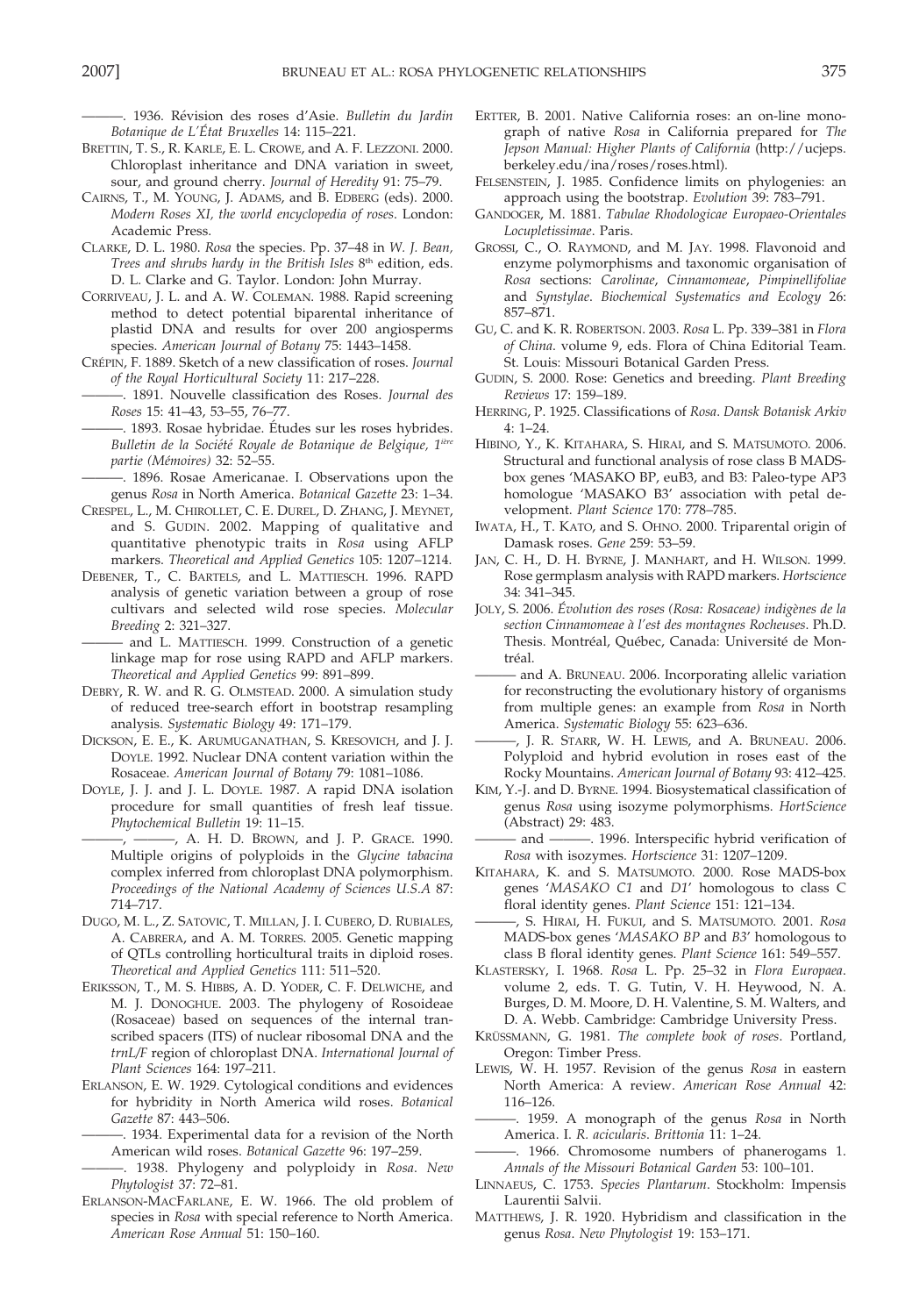———. 1936. Révision des roses d'Asie. *Bulletin du Jardin Botanique de L'État Bruxelles* 14: 115–221.

Brettin, T. S., R. Karle, E. L. Crowe, and A. F. Lezzoni. 2000. Chloroplast inheritance and DNA variation in sweet, sour, and ground cherry. *Journal of Heredity* 91: 75–79.

Cairns, T., M. Young, J. Adams, and B. Edberg (eds). 2000. *Modern Roses XI, the world encyclopedia of roses*. London: Academic Press.

Clarke, D. L. 1980. *Rosa* the species. Pp. 37–48 in *W. J. Bean, Trees and shrubs hardy in the British Isles* 8th edition, eds. D. L. Clarke and G. Taylor. London: John Murray.

Corriveau, J. L. and A. W. Coleman. 1988. Rapid screening method to detect potential biparental inheritance of plastid DNA and results for over 200 angiosperms species. *American Journal of Botany* 75: 1443–1458.

Crépin, F. 1889. Sketch of a new classification of roses. *Journal of the Royal Horticultural Society* 11: 217–228.

———. 1891. Nouvelle classification des Roses. *Journal des Roses* 15: 41–43, 53–55, 76–77.

———. 1893. Rosae hybridae. Études sur les roses hybrides. *Bulletin de la Société Royale de Botanique de Belgique, 1ière partie (Mémoires)* 32: 52–55.

———. 1896. Rosae Americanae. I. Observations upon the genus *Rosa* in North America. *Botanical Gazette* 23: 1–34.

Crespel, L., M. Chirollet, C. E. Durel, D. Zhang, J. Meynet, and S. Gudin. 2002. Mapping of qualitative and quantitative phenotypic traits in *Rosa* using AFLP markers. *Theoretical and Applied Genetics* 105: 1207–1214.

Debener, T., C. Bartels, and L. Mattiesch. 1996. RAPD analysis of genetic variation between a group of rose cultivars and selected wild rose species. *Molecular Breeding* 2: 321–327.

——— and L. Mattiesch. 1999. Construction of a genetic linkage map for rose using RAPD and AFLP markers. *Theoretical and Applied Genetics* 99: 891–899.

Debry, R. W. and R. G. Olmstead. 2000. A simulation study of reduced tree-search effort in bootstrap resampling analysis. *Systematic Biology* 49: 171–179.

Dickson, E. E., K. Arumuganathan, S. Kresovich, and J. J. Doyle. 1992. Nuclear DNA content variation within the Rosaceae. *American Journal of Botany* 79: 1081–1086.

Doyle, J. J. and J. L. Doyle. 1987. A rapid DNA isolation procedure for small quantities of fresh leaf tissue. *Phytochemical Bulletin* 19: 11–15.

———, ———, A. H. D. Brown, and J. P. Grace. 1990. Multiple origins of polyploids in the *Glycine tabacina* complex inferred from chloroplast DNA polymorphism. *Proceedings of the National Academy of Sciences U.S.A* 87: 714–717.

Dugo, M. L., Z. Satovic, T. Millan, J. I. Cubero, D. Rubiales, A. Cabrera, and A. M. Torres. 2005. Genetic mapping of QTLs controlling horticultural traits in diploid roses. *Theoretical and Applied Genetics* 111: 511–520.

Eriksson, T., M. S. Hibbs, A. D. Yoder, C. F. Delwiche, and M. J. Donoghue. 2003. The phylogeny of Rosoideae (Rosaceae) based on sequences of the internal transcribed spacers (ITS) of nuclear ribosomal DNA and the *trnL/F* region of chloroplast DNA. *International Journal of Plant Sciences* 164: 197–211.

Erlanson, E. W. 1929. Cytological conditions and evidences for hybridity in North America wild roses. *Botanical Gazette* 87: 443–506.

———. 1934. Experimental data for a revision of the North American wild roses. *Botanical Gazette* 96: 197–259.

———. 1938. Phylogeny and polyploidy in *Rosa*. *New Phytologist* 37: 72–81.

Erlanson-MacFarlane, E. W. 1966. The old problem of species in *Rosa* with special reference to North America. *American Rose Annual* 51: 150–160.

Ertter, B. 2001. Native California roses: an on-line monograph of native *Rosa* in California prepared for *The Jepson Manual: Higher Plants of California* (http://ucjeps.berkeley.edu/ina/roses/roses.html).

Felsenstein, J. 1985. Confidence limits on phylogenies: an approach using the bootstrap. *Evolution* 39: 783–791.

Gandoger, M. 1881. *Tabulae Rhodologicae Europaeo-Orientales Locupletissimae*. Paris.

Grossi, C., O. Raymond, and M. Jay. 1998. Flavonoid and enzyme polymorphisms and taxonomic organisation of *Rosa* sections: *Carolinae*, *Cinnamomeae*, *Pimpinellifoliae* and *Synstylae*. *Biochemical Systematics and Ecology* 26: 857–871.

Gu, C. and K. R. Robertson. 2003. *Rosa* L. Pp. 339–381 in *Flora of China*. volume 9, eds. Flora of China Editorial Team. St. Louis: Missouri Botanical Garden Press.

Gudin, S. 2000. Rose: Genetics and breeding. *Plant Breeding Reviews* 17: 159–189.

Herring, P. 1925. Classifications of *Rosa*. *Dansk Botanisk Arkiv* 4: 1–24.

Hibino, Y., K. Kitahara, S. Hirai, and S. Matsumoto. 2006. Structural and functional analysis of rose class B MADS-box genes 'MASAKO BP, euB3, and B3: Paleo-type AP3 homologue 'MASAKO B3' association with petal development. *Plant Science* 170: 778–785.

Iwata, H., T. Kato, and S. Ohno. 2000. Triparental origin of Damask roses. *Gene* 259: 53–59.

Jan, C. H., D. H. Byrne, J. Manhart, and H. Wilson. 1999. Rose germplasm analysis with RAPD markers. *Hortscience* 34: 341–345.

Joly, S. 2006. *Évolution des roses (Rosa: Rosaceae) indigènes de la section Cinnamomeae à l'est des montagnes Rocheuses*. Ph.D. Thesis. Montréal, Québec, Canada: Université de Montréal.

——— and A. Bruneau. 2006. Incorporating allelic variation for reconstructing the evolutionary history of organisms from multiple genes: an example from *Rosa* in North America. *Systematic Biology* 55: 623–636.

———, J. R. Starr, W. H. Lewis, and A. Bruneau. 2006. Polyploid and hybrid evolution in roses east of the Rocky Mountains. *American Journal of Botany* 93: 412–425.

Kim, Y.-J. and D. Byrne. 1994. Biosystematical classification of genus *Rosa* using isozyme polymorphisms. *HortScience* (Abstract) 29: 483.

——— and ———. 1996. Interspecific hybrid verification of *Rosa* with isozymes. *Hortscience* 31: 1207–1209.

Kitahara, K. and S. Matsumoto. 2000. Rose MADS-box genes '*MASAKO C1* and *D1*' homologous to class C floral identity genes. *Plant Science* 151: 121–134.

———, S. Hirai, H. Fukui, and S. Matsumoto. 2001. *Rosa* MADS-box genes '*MASAKO BP* and *B3*' homologous to class B floral identity genes. *Plant Science* 161: 549–557.

Klastersky, I. 1968. *Rosa* L. Pp. 25–32 in *Flora Europaea*. volume 2, eds. T. G. Tutin, V. H. Heywood, N. A. Burges, D. M. Moore, D. H. Valentine, S. M. Walters, and D. A. Webb. Cambridge: Cambridge University Press.

Krüssmann, G. 1981. *The complete book of roses*. Portland, Oregon: Timber Press.

Lewis, W. H. 1957. Revision of the genus *Rosa* in eastern North America: A review. *American Rose Annual* 42: 116–126.

———. 1959. A monograph of the genus *Rosa* in North America. I. *R. acicularis*. *Brittonia* 11: 1–24.

———. 1966. Chromosome numbers of phanerogams 1. *Annals of the Missouri Botanical Garden* 53: 100–101.

Linnaeus, C. 1753. *Species Plantarum*. Stockholm: Impensis Laurentii Salvii.

Matthews, J. R. 1920. Hybridism and classification in the genus *Rosa*. *New Phytologist* 19: 153–171.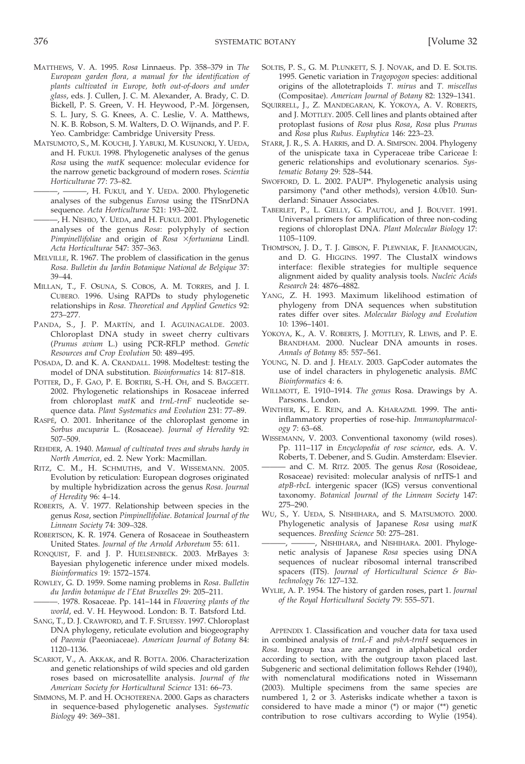MATTHEWS, V. A. 1995. *Rosa* Linnaeus. Pp. 358–379 in *The European garden flora, a manual for the identification of plants cultivated in Europe, both out-of-doors and under glass*, eds. J. Cullen, J. C. M. Alexander, A. Brady, C. D. Bickell, P. S. Green, V. H. Heywood, P.-M. Jörgensen, S. L. Jury, S. G. Knees, A. C. Leslie, V. A. Matthews, N. K. B. Robson, S. M. Walters, D. O. Wijnands, and P. F. Yeo. Cambridge: Cambridge University Press.

MATSUMOTO, S., M. KOUCHI, J. YABUKI, M. KUSUNOKI, Y. UEDA, and H. FUKUI. 1998. Phylogenetic analyses of the genus *Rosa* using the *matK* sequence: molecular evidence for the narrow genetic background of modern roses. *Scientia Horticulturae* 77: 73–82.

———, ———, H. FUKUI, and Y. UEDA. 2000. Phylogenetic analyses of the subgenus *Eurosa* using the ITSnrDNA sequence. *Acta Horticulturae* 521: 193–202.

———, H. NISHIO, Y. UEDA, and H. FUKUI. 2001. Phylogenetic analyses of the genus *Rosa*: polyphyly of section *Pimpinellifoliae* and origin of *Rosa* ×*fortuniana* Lindl. *Acta Horticulturae* 547: 357–363.

MELVILLE, R. 1967. The problem of classification in the genus *Rosa*. *Bulletin du Jardin Botanique National de Belgique* 37: 39–44.

MILLAN, T., F. OSUNA, S. COBOS, A. M. TORRES, and J. I. CUBERO. 1996. Using RAPDs to study phylogenetic relationships in *Rosa*. *Theoretical and Applied Genetics* 92: 273–277.

PANDA, S., J. P. MARTÍN, and I. AGUINAGALDE. 2003. Chloroplast DNA study in sweet cherry cultivars (*Prunus avium* L.) using PCR-RFLP method. *Genetic Resources and Crop Evolution* 50: 489–495.

POSADA, D. and K. A. CRANDALL. 1998. Modeltest: testing the model of DNA substitution. *Bioinformatics* 14: 817–818.

POTTER, D., F. GAO, P. E. BORTIRI, S.-H. OH, and S. BAGGETT. 2002. Phylogenetic relationships in Rosaceae inferred from chloroplast *matK* and *trnL-trnF* nucleotide sequence data. *Plant Systematics and Evolution* 231: 77–89.

RASPÉ, O. 2001. Inheritance of the chloroplast genome in *Sorbus aucuparia* L. (Rosaceae). *Journal of Heredity* 92: 507–509.

REHDER, A. 1940. *Manual of cultivated trees and shrubs hardy in North America*, ed. 2. New York: Macmillan.

RITZ, C. M., H. SCHMUTHS, and V. WISSEMANN. 2005. Evolution by reticulation: European dogroses originated by multiple hybridization across the genus *Rosa*. *Journal of Heredity* 96: 4–14.

ROBERTS, A. V. 1977. Relationship between species in the genus *Rosa*, section *Pimpinellifoliae*. *Botanical Journal of the Linnean Society* 74: 309–328.

ROBERTSON, K. R. 1974. Genera of Rosaceae in Southeastern United States. *Journal of the Arnold Arboretum* 55: 611.

RONQUIST, F. and J. P. HUELSENBECK. 2003. MrBayes 3: Bayesian phylogenetic inference under mixed models. *Bioinformatics* 19: 1572–1574.

ROWLEY, G. D. 1959. Some naming problems in *Rosa*. *Bulletin du Jardin botanique de l'Etat Bruxelles* 29: 205–211.

———. 1978. Rosaceae. Pp. 141–144 in *Flowering plants of the world*, ed. V. H. Heywood. London: B. T. Batsford Ltd.

SANG, T., D. J. CRAWFORD, and T. F. STUESSY. 1997. Chloroplast DNA phylogeny, reticulate evolution and biogeography of *Paeonia* (Paeoniaceae). *American Journal of Botany* 84: 1120–1136.

SCARIOT, V., A. AKKAK, and R. BOTTA. 2006. Characterization and genetic relationships of wild species and old garden roses based on microsatellite analysis. *Journal of the American Society for Horticultural Science* 131: 66–73.

SIMMONS, M. P. and H. OCHOTERENA. 2000. Gaps as characters in sequence-based phylogenetic analyses. *Systematic Biology* 49: 369–381.

SOLTIS, P. S., G. M. PLUNKETT, S. J. NOVAK, and D. E. SOLTIS. 1995. Genetic variation in *Tragopogon* species: additional origins of the allotetraploids *T. mirus* and *T. miscellus* (Compositae). *American Journal of Botany* 82: 1329–1341.

SQUIRRELL, J., Z. MANDEGARAN, K. YOKOYA, A. V. ROBERTS, and J. MOTTLEY. 2005. Cell lines and plants obtained after protoplast fusions of *Rosa* plus *Rosa*, *Rosa* plus *Prunus* and *Rosa* plus *Rubus*. *Euphytica* 146: 223–23.

STARR, J. R., S. A. HARRIS, and D. A. SIMPSON. 2004. Phylogeny of the unispicate taxa in Cyperaceae tribe Cariceae I: generic relationships and evolutionary scenarios. *Systematic Botany* 29: 528–544.

SWOFFORD, D. L. 2002. PAUP*. Phylogenetic analysis using parsimony (*and other methods), version 4.0b10. Sunderland: Sinauer Associates.

TABERLET, P., L. GIELLY, G. PAUTOU, and J. BOUVET. 1991. Universal primers for amplification of three non-coding regions of chloroplast DNA. *Plant Molecular Biology* 17: 1105–1109.

THOMPSON, J. D., T. J. GIBSON, F. PLEWNIAK, F. JEANMOUGIN, and D. G. HIGGINS. 1997. The ClustalX windows interface: flexible strategies for multiple sequence alignment aided by quality analysis tools. *Nucleic Acids Research* 24: 4876–4882.

YANG, Z. H. 1993. Maximum likelihood estimation of phylogeny from DNA sequences when substitution rates differ over sites. *Molecular Biology and Evolution* 10: 1396–1401.

YOKOYA, K., A. V. ROBERTS, J. MOTTLEY, R. LEWIS, and P. E. BRANDHAM. 2000. Nuclear DNA amounts in roses. *Annals of Botany* 85: 557–561.

YOUNG, N. D. and J. HEALY. 2003. GapCoder automates the use of indel characters in phylogenetic analysis. *BMC Bioinformatics* 4: 6.

WILLMOTT, E. 1910–1914. *The genus* Rosa. Drawings by A. Parsons. London.

WINTHER, K., E. REIN, and A. KHARAZMI. 1999. The anti-inflammatory properties of rose-hip. *Immunopharmacology* 7: 63–68.

WISSEMANN, V. 2003. Conventional taxonomy (wild roses). Pp. 111–117 in *Encyclopedia of rose science*, eds. A. V. Roberts, T. Debener, and S. Gudin. Amsterdam: Elsevier.

——— and C. M. RITZ. 2005. The genus *Rosa* (Rosoideae, Rosaceae) revisited: molecular analysis of nrITS-1 and *atpB-rbcL* intergenic spacer (IGS) versus conventional taxonomy. *Botanical Journal of the Linnean Society* 147: 275–290.

WU, S., Y. UEDA, S. NISHIHARA, and S. MATSUMOTO. 2000. Phylogenetic analysis of Japanese *Rosa* using *matK* sequences. *Breeding Science* 50: 275–281.

———, ———, NISHIHARA, and NISHIHARA. 2001. Phylogenetic analysis of Japanese *Rosa* species using DNA sequences of nuclear ribosomal internal transcribed spacers (ITS). *Journal of Horticultural Science & Biotechnology* 76: 127–132.

WYLIE, A. P. 1954. The history of garden roses, part 1. *Journal of the Royal Horticultural Society* 79: 555–571.

APPENDIX 1. Classification and voucher data for taxa used in combined analysis of *trnL-F* and *psbA-trnH* sequences in *Rosa*. Ingroup taxa are arranged in alphabetical order according to section, with the outgroup taxon placed last. Subgeneric and sectional delimitation follows Rehder (1940), with nomenclatural modifications noted in Wissemann (2003). Multiple specimens from the same species are numbered 1, 2 or 3. Asterisks indicate whether a taxon is considered to have made a minor (*) or major (**) genetic contribution to rose cultivars according to Wylie (1954).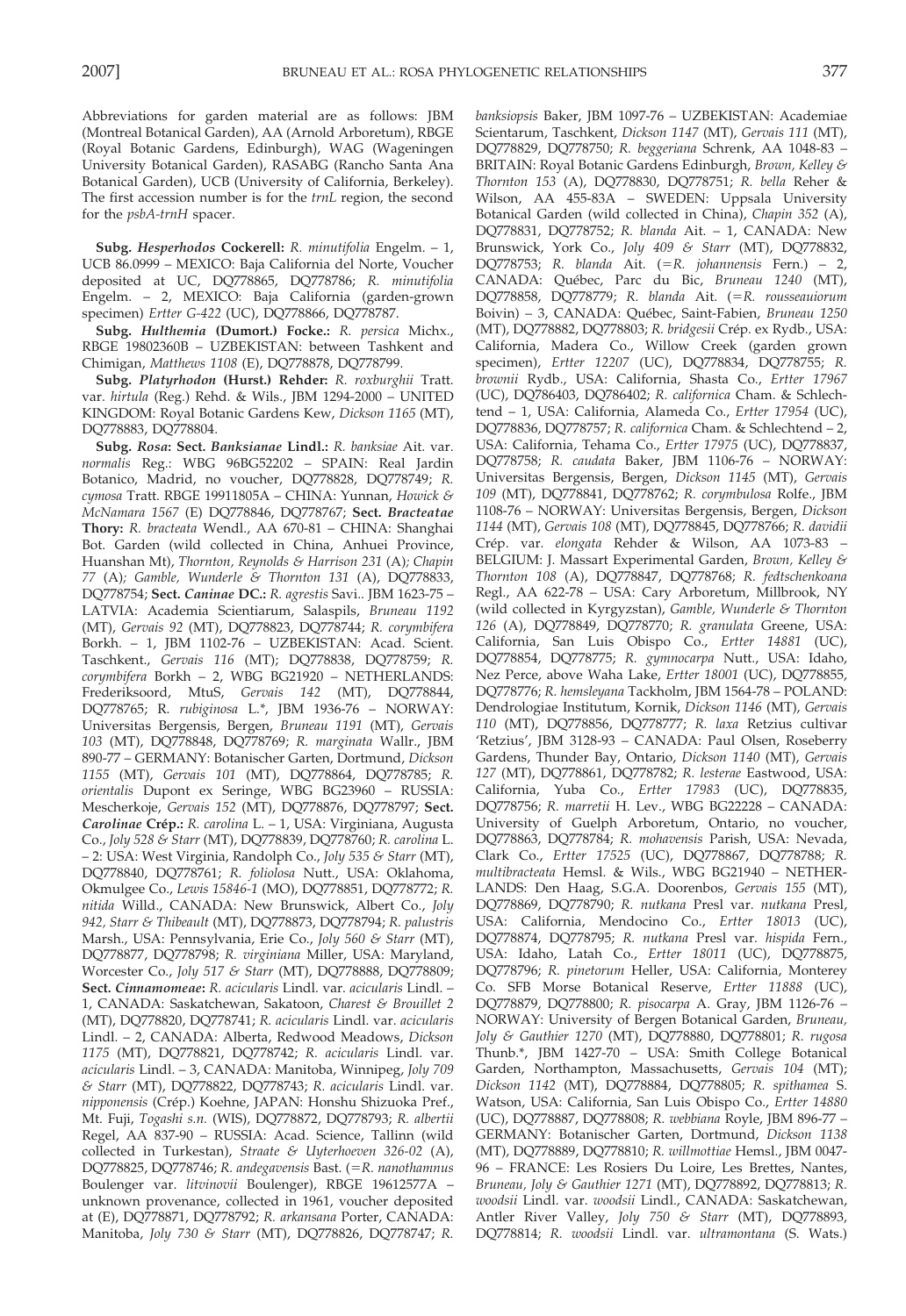Abbreviations for garden material are as follows: JBM (Montreal Botanical Garden), AA (Arnold Arboretum), RBGE (Royal Botanic Gardens, Edinburgh), WAG (Wageningen University Botanical Garden), RASABG (Rancho Santa Ana Botanical Garden), UCB (University of California, Berkeley). The first accession number is for the *trnL* region, the second for the *psbA-trnH* spacer.

**Subg. *Hesperhodos* Cockerell:** *R. minutifolia* Engelm. – 1, UCB 86.0999 – MEXICO: Baja California del Norte, Voucher deposited at UC, DQ778865, DQ778786; *R. minutifolia* Engelm. – 2, MEXICO: Baja California (garden-grown specimen) *Ertter G-422* (UC), DQ778866, DQ778787.

**Subg. *Hulthemia* (Dumort.) Focke.:** *R. persica* Michx., RBGE 19802360B – UZBEKISTAN: between Tashkent and Chimigan, *Matthews 1108* (E), DQ778878, DQ778799.

**Subg. *Platyrhodon* (Hurst.) Rehder:** *R. roxburghii* Tratt. var. *hirtula* (Reg.) Rehd. & Wils., JBM 1294-2000 – UNITED KINGDOM: Royal Botanic Gardens Kew, *Dickson 1165* (MT), DQ778883, DQ778804.

**Subg. *Rosa*: Sect. *Banksianae* Lindl.:** *R. banksiae* Ait. var. *normalis* Reg.: WBG 96BG52202 – SPAIN: Real Jardin Botanico, Madrid, no voucher, DQ778828, DQ778749; *R. cymosa* Tratt. RBGE 19911805A – CHINA: Yunnan, *Howick & McNamara 1567* (E) DQ778846, DQ778767; **Sect. *Bracteatae* Thory:** *R. bracteata* Wendl., AA 670-81 – CHINA: Shanghai Bot. Garden (wild collected in China, Anhuei Province, Huanshan Mt), *Thornton, Reynolds & Harrison 231* (A); *Chapin 77* (A); *Gamble, Wunderle & Thornton 131* (A), DQ778833, DQ778754; **Sect. *Caninae* DC.:** *R. agrestis* Savi.. JBM 1623-75 – LATVIA: Academia Scientiarum, Salaspils, *Bruneau 1192* (MT), *Gervais 92* (MT), DQ778823, DQ778744; *R. corymbifera* Borkh. – 1, JBM 1102-76 – UZBEKISTAN: Acad. Scient. Taschkent., *Gervais 116* (MT); DQ778838, DQ778759; *R. corymbifera* Borkh – 2, WBG BG21920 – NETHERLANDS: Frederiksoord, MtuS, *Gervais 142* (MT), DQ778844, DQ778765; R. *rubiginosa* L.*, JBM 1936-76 – NORWAY: Universitas Bergensis, Bergen, *Bruneau 1191* (MT), *Gervais 103* (MT), DQ778848, DQ778769; *R. marginata* Wallr., JBM 890-77 – GERMANY: Botanischer Garten, Dortmund, *Dickson 1155* (MT), *Gervais 101* (MT), DQ778864, DQ778785; *R. orientalis* Dupont ex Seringe, WBG BG23960 – RUSSIA: Mescherkoje, *Gervais 152* (MT), DQ778876, DQ778797; **Sect. *Carolinae* Crép.:** *R. carolina* L. – 1, USA: Virginiana, Augusta Co., *Joly 528 & Starr* (MT), DQ778839, DQ778760; *R. carolina* L. – 2: USA: West Virginia, Randolph Co., *Joly 535 & Starr* (MT), DQ778840, DQ778761; *R. foliolosa* Nutt., USA: Oklahoma, Okmulgee Co., *Lewis 15846-1* (MO), DQ778851, DQ778772; *R. nitida* Willd., CANADA: New Brunswick, Albert Co., *Joly 942, Starr & Thibeault* (MT), DQ778873, DQ778794; *R. palustris* Marsh., USA: Pennsylvania, Erie Co., *Joly 560 & Starr* (MT), DQ778877, DQ778798; *R. virginiana* Miller, USA: Maryland, Worcester Co., *Joly 517 & Starr* (MT), DQ778888, DQ778809; **Sect. *Cinnamomeae*:** *R. acicularis* Lindl. var. *acicularis* Lindl. – 1, CANADA: Saskatchewan, Sakatoon, *Charest & Brouillet 2* (MT), DQ778820, DQ778741; *R. acicularis* Lindl. var. *acicularis* Lindl. – 2, CANADA: Alberta, Redwood Meadows, *Dickson 1175* (MT), DQ778821, DQ778742; *R. acicularis* Lindl. var. *acicularis* Lindl. – 3, CANADA: Manitoba, Winnipeg, *Joly 709 & Starr* (MT), DQ778822, DQ778743; *R. acicularis* Lindl. var. *nipponensis* (Crép.) Koehne, JAPAN: Honshu Shizuoka Pref., Mt. Fuji, *Togashi s.n.* (WIS), DQ778872, DQ778793; *R. albertii* Regel, AA 837-90 – RUSSIA: Acad. Science, Tallinn (wild collected in Turkestan), *Straate & Uyterhoeven 326-02* (A), DQ778825, DQ778746; *R. andegavensis* Bast. (=*R. nanothamnus* Boulenger var. *litvinovii* Boulenger), RBGE 19612577A – unknown provenance, collected in 1961, voucher deposited at (E), DQ778871, DQ778792; *R. arkansana* Porter, CANADA: Manitoba, *Joly 730 & Starr* (MT), DQ778826, DQ778747; *R. banksiopsis* Baker, JBM 1097-76 – UZBEKISTAN: Academiae Scientiarum, Taschkent, *Dickson 1147* (MT), *Gervais 111* (MT), DQ778829, DQ778750; *R. beggeriana* Schrenk, AA 1048-83 – BRITAIN: Royal Botanic Gardens Edinburgh, *Brown, Kelley & Thornton 153* (A), DQ778830, DQ778751; *R. bella* Reher & Wilson, AA 455-83A – SWEDEN: Uppsala University Botanical Garden (wild collected in China), *Chapin 352* (A), DQ778831, DQ778752; *R. blanda* Ait. – 1, CANADA: New Brunswick, York Co., *Joly 409 & Starr* (MT), DQ778832, DQ778753; *R. blanda* Ait. (=*R. johannensis* Fern.) – 2, CANADA: Québec, Parc du Bic, *Bruneau 1240* (MT), DQ778858, DQ778779; *R. blanda* Ait. (=*R. rousseauiorum* Boivin) – 3, CANADA: Québec, Saint-Fabien, *Bruneau 1250* (MT), DQ778882, DQ778803; *R. bridgesii* Crép. ex Rydb., USA: California, Madera Co., Willow Creek (garden grown specimen), *Ertter 12207* (UC), DQ778834, DQ778755; *R. brownii* Rydb., USA: California, Shasta Co., *Ertter 17967* (UC), DQ786403, DQ786402; *R. californica* Cham. & Schlechtend – 1, USA: California, Alameda Co., *Ertter 17954* (UC), DQ778836, DQ778757; *R. californica* Cham. & Schlechtend – 2, USA: California, Tehama Co., *Ertter 17975* (UC), DQ778837, DQ778758; *R. caudata* Baker, JBM 1106-76 – NORWAY: Universitas Bergensis, Bergen, *Dickson 1145* (MT), *Gervais 109* (MT), DQ778841, DQ778762; *R. corymbulosa* Rolfe., JBM 1108-76 – NORWAY: Universitas Bergensis, Bergen, *Dickson 1144* (MT), *Gervais 108* (MT), DQ778845, DQ778766; *R. davidii* Crép. var. *elongata* Rehder & Wilson, AA 1073-83 – BELGIUM: J. Massart Experimental Garden, *Brown, Kelley & Thornton 108* (A), DQ778847, DQ778768; *R. fedtschenkoana* Regl., AA 622-78 – USA: Cary Arboretum, Millbrook, NY (wild collected in Kyrgyzstan), *Gamble, Wunderle & Thornton 126* (A), DQ778849, DQ778770; *R. granulata* Greene, USA: California, San Luis Obispo Co., *Ertter 14881* (UC), DQ778854, DQ778775; *R. gymnocarpa* Nutt., USA: Idaho, Nez Perce, above Waha Lake, *Ertter 18001* (UC), DQ778855, DQ778776; *R. hemsleyana* Tackholm, JBM 1564-78 – POLAND: Dendrologiae Institutum, Kornik, *Dickson 1146* (MT), *Gervais 110* (MT), DQ778856, DQ778777; *R. laxa* Retzius cultivar 'Retzius', JBM 3128-93 – CANADA: Paul Olsen, Roseberry Gardens, Thunder Bay, Ontario, *Dickson 1140* (MT), *Gervais 127* (MT), DQ778861, DQ778782; *R. lesterae* Eastwood, USA: California, Yuba Co., *Ertter 17983* (UC), DQ778835, DQ778756; *R. marretii* H. Lev., WBG BG22228 – CANADA: University of Guelph Arboretum, Ontario, no voucher, DQ778863, DQ778784; *R. mohavensis* Parish, USA: Nevada, Clark Co., *Ertter 17525* (UC), DQ778867, DQ778788; *R. multibracteata* Hemsl. & Wils., WBG BG21940 – NETHERLANDS: Den Haag, S.G.A. Doorenbos, *Gervais 155* (MT), DQ778869, DQ778790; *R. nutkana* Presl var. *nutkana* Presl, USA: California, Mendocino Co., *Ertter 18013* (UC), DQ778874, DQ778795; *R. nutkana* Presl var. *hispida* Fern., USA: Idaho, Latah Co., *Ertter 18011* (UC), DQ778875, DQ778796; *R. pinetorum* Heller, USA: California, Monterey Co. SFB Morse Botanical Reserve, *Ertter 11888* (UC), DQ778879, DQ778800; *R. pisocarpa* A. Gray, JBM 1126-76 – NORWAY: University of Bergen Botanical Garden, *Bruneau, Joly & Gauthier 1270* (MT), DQ778880, DQ778801; *R. rugosa* Thunb.*, JBM 1427-70 – USA: Smith College Botanical Garden, Northampton, Massachusetts, *Gervais 104* (MT); *Dickson 1142* (MT), DQ778884, DQ778805; *R. spithamea* S. Watson, USA: California, San Luis Obispo Co., *Ertter 14880* (UC), DQ778887, DQ778808; *R. webbiana* Royle, JBM 896-77 – GERMANY: Botanischer Garten, Dortmund, *Dickson 1138* (MT), DQ778889, DQ778810; *R. willmottiae* Hemsl., JBM 0047-96 – FRANCE: Les Rosiers Du Loire, Les Brettes, Nantes, *Bruneau, Joly & Gauthier 1271* (MT), DQ778892, DQ778813; *R. woodsii* Lindl. var. *woodsii* Lindl., CANADA: Saskatchewan, Antler River Valley, *Joly 750 & Starr* (MT), DQ778893, DQ778814; *R. woodsii* Lindl. var. *ultramontana* (S. Wats.)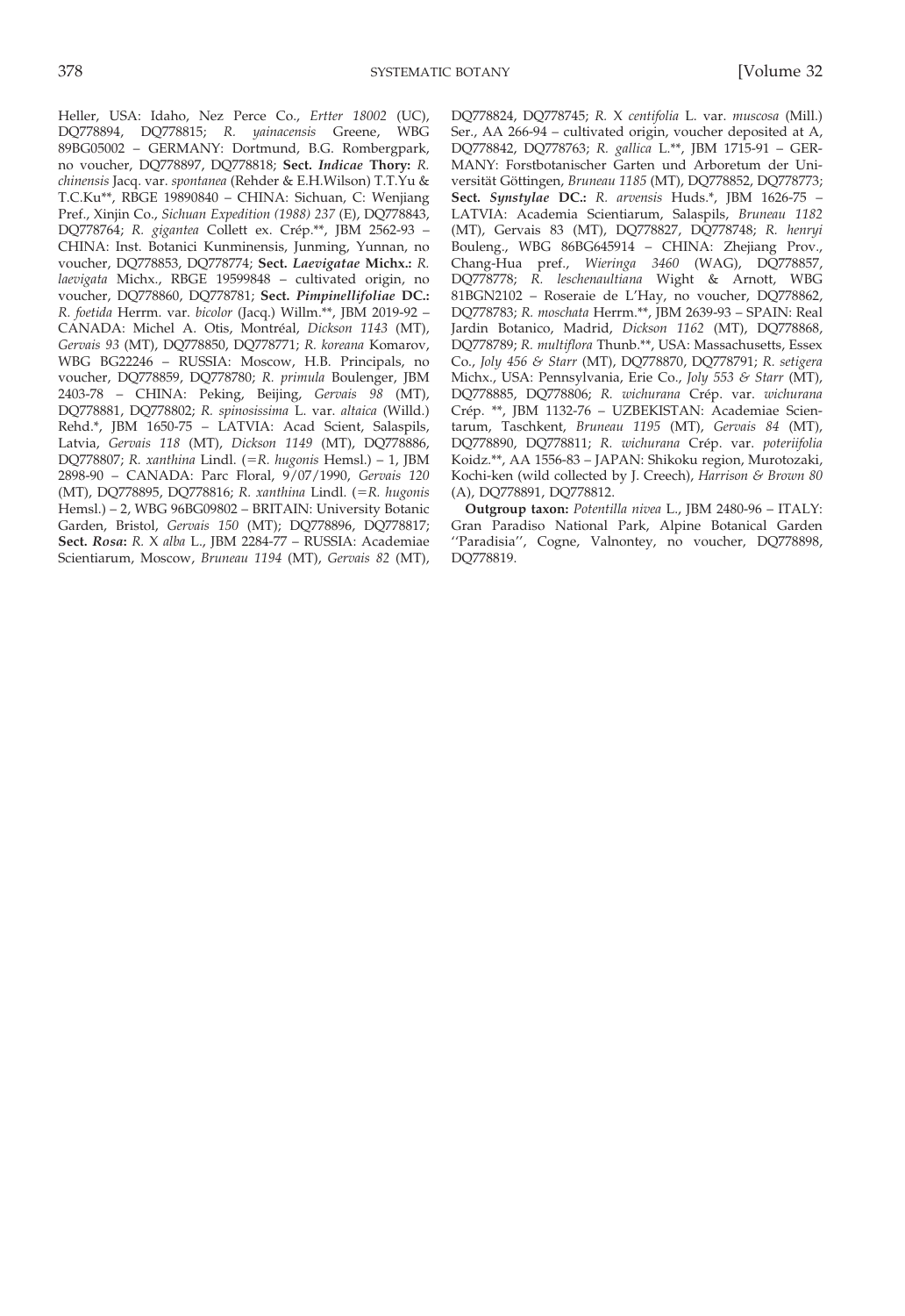Heller, USA: Idaho, Nez Perce Co., *Ertter 18002* (UC), DQ778894, DQ778815; *R. yainacensis* Greene, WBG 89BG05002 – GERMANY: Dortmund, B.G. Rombergpark, no voucher, DQ778897, DQ778818; **Sect. *Indicae* Thory:** *R. chinensis* Jacq. var. *spontanea* (Rehder & E.H.Wilson) T.T.Yu & T.C.Ku**, RBGE 19890840 – CHINA: Sichuan, C: Wenjiang Pref., Xinjin Co., *Sichuan Expedition (1988) 237* (E), DQ778843, DQ778764; *R. gigantea* Collett ex. Crép.**, JBM 2562-93 – CHINA: Inst. Botanici Kunminensis, Junming, Yunnan, no voucher, DQ778853, DQ778774; **Sect. *Laevigatae* Michx.:** *R. laevigata* Michx., RBGE 19599848 – cultivated origin, no voucher, DQ778860, DQ778781; **Sect. *Pimpinellifoliae* DC.:** *R. foetida* Herrm. var. *bicolor* (Jacq.) Willm.**, JBM 2019-92 – CANADA: Michel A. Otis, Montréal, *Dickson 1143* (MT), *Gervais 93* (MT), DQ778850, DQ778771; *R. koreana* Komarov, WBG BG22246 – RUSSIA: Moscow, H.B. Principals, no voucher, DQ778859, DQ778780; *R. primula* Boulenger, JBM 2403-78 – CHINA: Peking, Beijing, *Gervais 98* (MT), DQ778881, DQ778802; *R. spinosissima* L. var. *altaica* (Willd.) Rehd.*, JBM 1650-75 – LATVIA: Acad Scient, Salaspils, Latvia, *Gervais 118* (MT), *Dickson 1149* (MT), DQ778886, DQ778807; *R. xanthina* Lindl. (=*R. hugonis* Hemsl.) – 1, JBM 2898-90 – CANADA: Parc Floral, 9/07/1990, *Gervais 120* (MT), DQ778895, DQ778816; *R. xanthina* Lindl. (=*R. hugonis* Hemsl.) – 2, WBG 96BG09802 – BRITAIN: University Botanic Garden, Bristol, *Gervais 150* (MT); DQ778896, DQ778817; **Sect. *Rosa*:** *R.* X *alba* L., JBM 2284-77 – RUSSIA: Academiae Scientiarum, Moscow, *Bruneau 1194* (MT), *Gervais 82* (MT), DQ778824, DQ778745; *R.* X *centifolia* L. var. *muscosa* (Mill.) Ser., AA 266-94 – cultivated origin, voucher deposited at A, DQ778842, DQ778763; *R. gallica* L.**, JBM 1715-91 – GERMANY: Forstbotanischer Garten und Arboretum der Universität Göttingen, *Bruneau 1185* (MT), DQ778852, DQ778773; **Sect. *Synstylae* DC.:** *R. arvensis* Huds.*, JBM 1626-75 – LATVIA: Academia Scientiarum, Salaspils, *Bruneau 1182* (MT), Gervais 83 (MT), DQ778827, DQ778748; *R. henryi* Bouleng., WBG 86BG645914 – CHINA: Zhejiang Prov., Chang-Hua pref., *Wieringa 3460* (WAG), DQ778857, DQ778778; *R. leschenaultiana* Wight & Arnott, WBG 81BGN2102 – Roseraie de L'Hay, no voucher, DQ778862, DQ778783; *R. moschata* Herrm.**, JBM 2639-93 – SPAIN: Real Jardin Botanico, Madrid, *Dickson 1162* (MT), DQ778868, DQ778789; *R. multiflora* Thunb.**, USA: Massachusetts, Essex Co., *Joly 456 & Starr* (MT), DQ778870, DQ778791; *R. setigera* Michx., USA: Pennsylvania, Erie Co., *Joly 553 & Starr* (MT), DQ778885, DQ778806; *R. wichurana* Crép. var. *wichurana* Crép. **, JBM 1132-76 – UZBEKISTAN: Academiae Scientarum, Taschkent, *Bruneau 1195* (MT), *Gervais 84* (MT), DQ778890, DQ778811; *R. wichurana* Crép. var. *poteriifolia* Koidz.**, AA 1556-83 – JAPAN: Shikoku region, Murotozaki, Kochi-ken (wild collected by J. Creech), *Harrison & Brown 80* (A), DQ778891, DQ778812.

**Outgroup taxon:** *Potentilla nivea* L., JBM 2480-96 – ITALY: Gran Paradiso National Park, Alpine Botanical Garden ''Paradisia'', Cogne, Valnontey, no voucher, DQ778898, DQ778819.